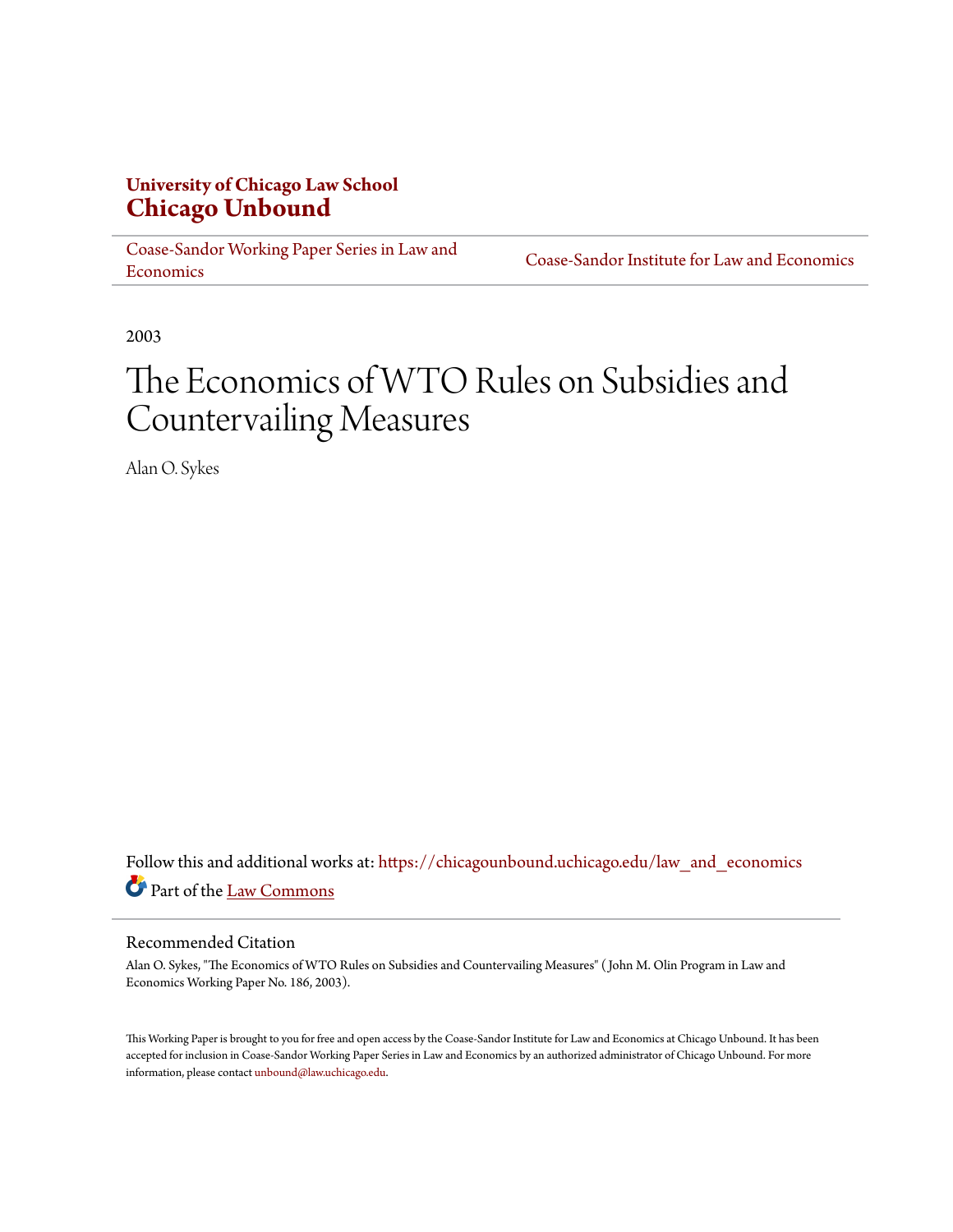**University of Chicago Law School**
**Chicago Unbound**

Coase-Sandor Working Paper Series in Law and Economics | Coase-Sandor Institute for Law and Economics

2003

# The Economics of WTO Rules on Subsidies and Countervailing Measures

Alan O. Sykes

Follow this and additional works at: https://chicagounbound.uchicago.edu/law_and_economics

Part of the Law Commons

## Recommended Citation

Alan O. Sykes, "The Economics of WTO Rules on Subsidies and Countervailing Measures" ( John M. Olin Program in Law and Economics Working Paper No. 186, 2003).

This Working Paper is brought to you for free and open access by the Coase-Sandor Institute for Law and Economics at Chicago Unbound. It has been accepted for inclusion in Coase-Sandor Working Paper Series in Law and Economics by an authorized administrator of Chicago Unbound. For more information, please contact unbound@law.uchicago.edu.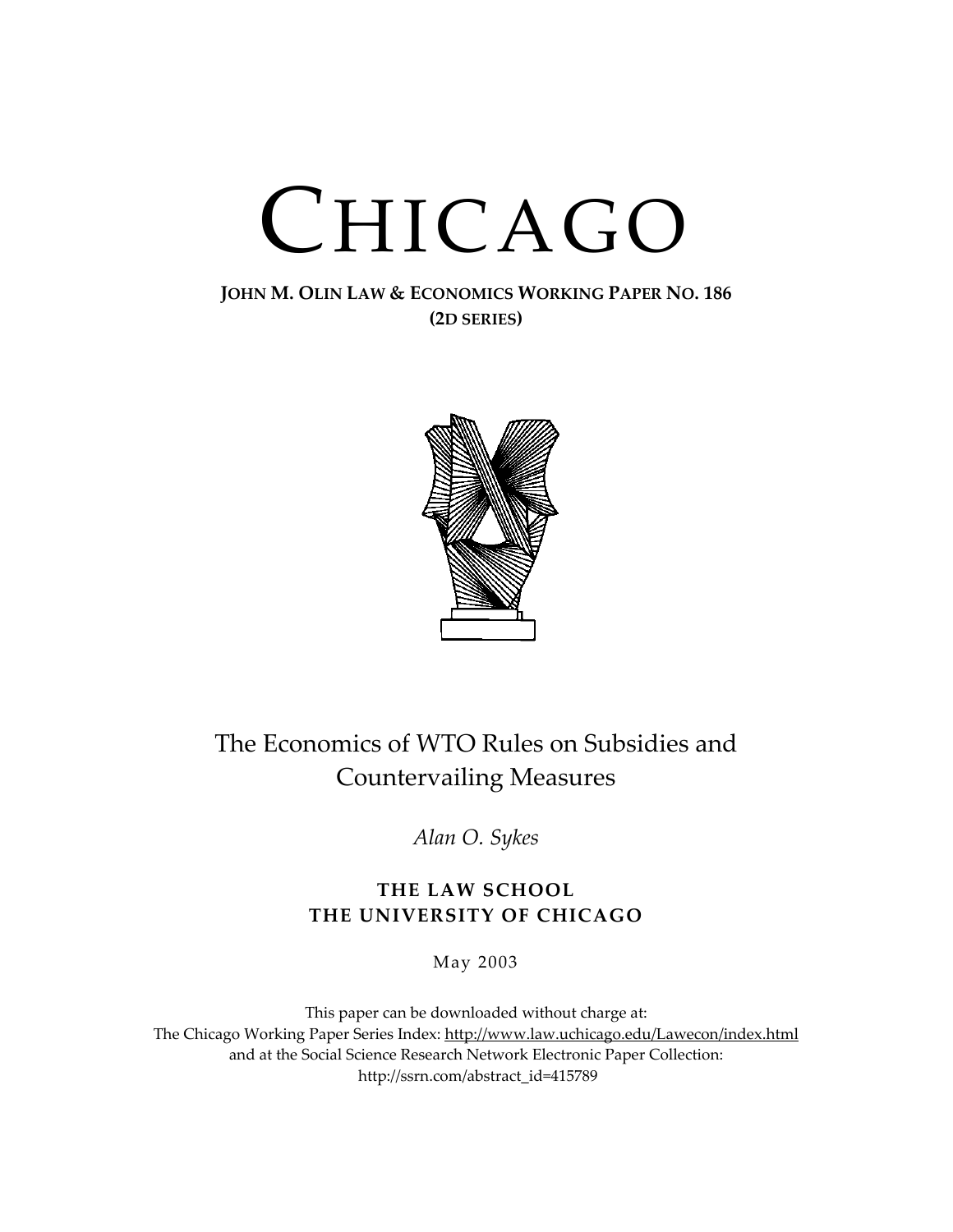# CHICAGO

**JOHN M. OLIN LAW & ECONOMICS WORKING PAPER NO. 186**
**(2D SERIES)**

## The Economics of WTO Rules on Subsidies and Countervailing Measures

*Alan O. Sykes*

**THE LAW SCHOOL**
**THE UNIVERSITY OF CHICAGO**

May 2003

This paper can be downloaded without charge at:
The Chicago Working Paper Series Index: http://www.law.uchicago.edu/Lawecon/index.html
and at the Social Science Research Network Electronic Paper Collection:
http://ssrn.com/abstract_id=415789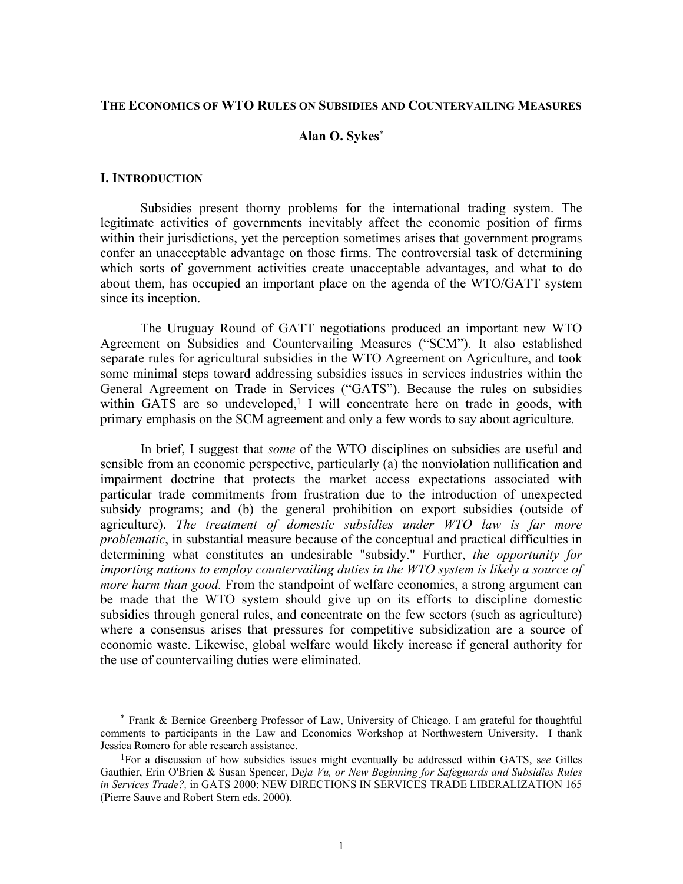**THE ECONOMICS OF WTO RULES ON SUBSIDIES AND COUNTERVAILING MEASURES**

**Alan O. Sykes***

## I. INTRODUCTION

Subsidies present thorny problems for the international trading system. The legitimate activities of governments inevitably affect the economic position of firms within their jurisdictions, yet the perception sometimes arises that government programs confer an unacceptable advantage on those firms. The controversial task of determining which sorts of government activities create unacceptable advantages, and what to do about them, has occupied an important place on the agenda of the WTO/GATT system since its inception.

The Uruguay Round of GATT negotiations produced an important new WTO Agreement on Subsidies and Countervailing Measures ("SCM"). It also established separate rules for agricultural subsidies in the WTO Agreement on Agriculture, and took some minimal steps toward addressing subsidies issues in services industries within the General Agreement on Trade in Services ("GATS"). Because the rules on subsidies within GATS are so undeveloped,[1] I will concentrate here on trade in goods, with primary emphasis on the SCM agreement and only a few words to say about agriculture.

In brief, I suggest that *some* of the WTO disciplines on subsidies are useful and sensible from an economic perspective, particularly (a) the nonviolation nullification and impairment doctrine that protects the market access expectations associated with particular trade commitments from frustration due to the introduction of unexpected subsidy programs; and (b) the general prohibition on export subsidies (outside of agriculture). *The treatment of domestic subsidies under WTO law is far more problematic*, in substantial measure because of the conceptual and practical difficulties in determining what constitutes an undesirable "subsidy." Further, *the opportunity for importing nations to employ countervailing duties in the WTO system is likely a source of more harm than good.* From the standpoint of welfare economics, a strong argument can be made that the WTO system should give up on its efforts to discipline domestic subsidies through general rules, and concentrate on the few sectors (such as agriculture) where a consensus arises that pressures for competitive subsidization are a source of economic waste. Likewise, global welfare would likely increase if general authority for the use of countervailing duties were eliminated.

---

\* Frank & Bernice Greenberg Professor of Law, University of Chicago. I am grateful for thoughtful comments to participants in the Law and Economics Workshop at Northwestern University. I thank Jessica Romero for able research assistance.

[1] For a discussion of how subsidies issues might eventually be addressed within GATS, s*ee* Gilles Gauthier, Erin O'Brien & Susan Spencer, D*eja Vu, or New Beginning for Safeguards and Subsidies Rules in Services Trade?,* in GATS 2000: NEW DIRECTIONS IN SERVICES TRADE LIBERALIZATION 165 (Pierre Sauve and Robert Stern eds. 2000).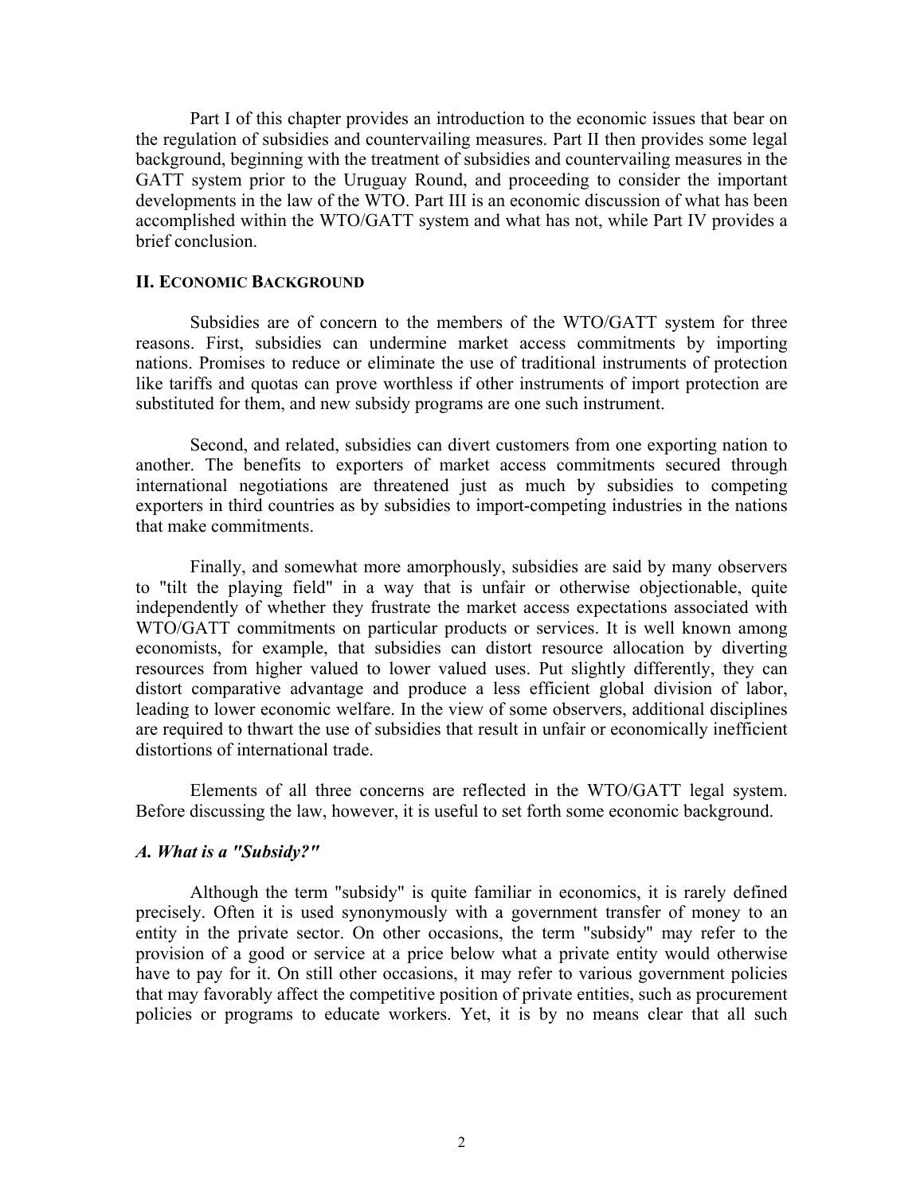Part I of this chapter provides an introduction to the economic issues that bear on the regulation of subsidies and countervailing measures. Part II then provides some legal background, beginning with the treatment of subsidies and countervailing measures in the GATT system prior to the Uruguay Round, and proceeding to consider the important developments in the law of the WTO. Part III is an economic discussion of what has been accomplished within the WTO/GATT system and what has not, while Part IV provides a brief conclusion.

## II. Economic Background

Subsidies are of concern to the members of the WTO/GATT system for three reasons. First, subsidies can undermine market access commitments by importing nations. Promises to reduce or eliminate the use of traditional instruments of protection like tariffs and quotas can prove worthless if other instruments of import protection are substituted for them, and new subsidy programs are one such instrument.

Second, and related, subsidies can divert customers from one exporting nation to another. The benefits to exporters of market access commitments secured through international negotiations are threatened just as much by subsidies to competing exporters in third countries as by subsidies to import-competing industries in the nations that make commitments.

Finally, and somewhat more amorphously, subsidies are said by many observers to "tilt the playing field" in a way that is unfair or otherwise objectionable, quite independently of whether they frustrate the market access expectations associated with WTO/GATT commitments on particular products or services. It is well known among economists, for example, that subsidies can distort resource allocation by diverting resources from higher valued to lower valued uses. Put slightly differently, they can distort comparative advantage and produce a less efficient global division of labor, leading to lower economic welfare. In the view of some observers, additional disciplines are required to thwart the use of subsidies that result in unfair or economically inefficient distortions of international trade.

Elements of all three concerns are reflected in the WTO/GATT legal system. Before discussing the law, however, it is useful to set forth some economic background.

### *A. What is a "Subsidy?"*

Although the term "subsidy" is quite familiar in economics, it is rarely defined precisely. Often it is used synonymously with a government transfer of money to an entity in the private sector. On other occasions, the term "subsidy" may refer to the provision of a good or service at a price below what a private entity would otherwise have to pay for it. On still other occasions, it may refer to various government policies that may favorably affect the competitive position of private entities, such as procurement policies or programs to educate workers. Yet, it is by no means clear that all such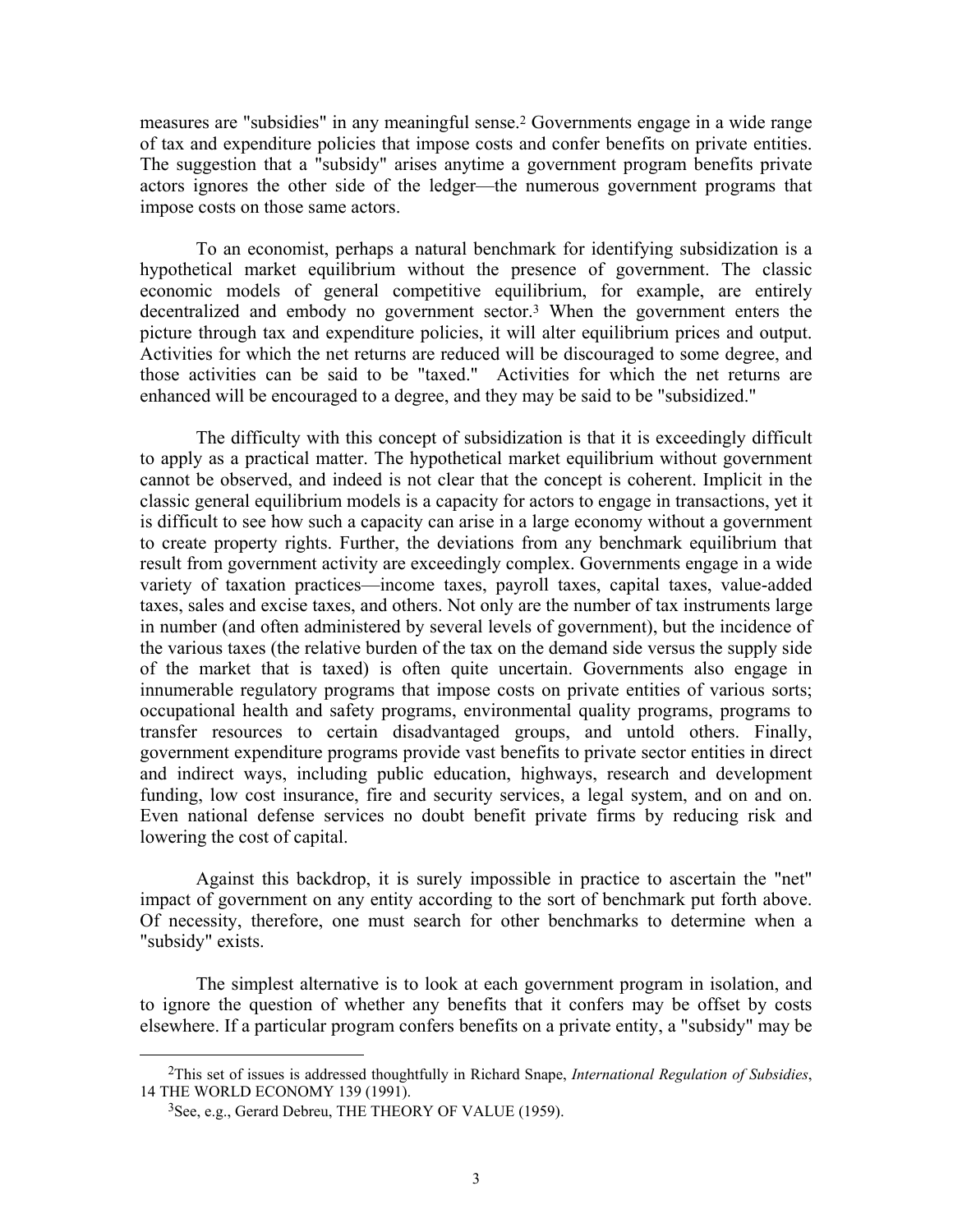measures are "subsidies" in any meaningful sense.[2] Governments engage in a wide range of tax and expenditure policies that impose costs and confer benefits on private entities. The suggestion that a "subsidy" arises anytime a government program benefits private actors ignores the other side of the ledger—the numerous government programs that impose costs on those same actors.

To an economist, perhaps a natural benchmark for identifying subsidization is a hypothetical market equilibrium without the presence of government. The classic economic models of general competitive equilibrium, for example, are entirely decentralized and embody no government sector.[3] When the government enters the picture through tax and expenditure policies, it will alter equilibrium prices and output. Activities for which the net returns are reduced will be discouraged to some degree, and those activities can be said to be "taxed." Activities for which the net returns are enhanced will be encouraged to a degree, and they may be said to be "subsidized."

The difficulty with this concept of subsidization is that it is exceedingly difficult to apply as a practical matter. The hypothetical market equilibrium without government cannot be observed, and indeed is not clear that the concept is coherent. Implicit in the classic general equilibrium models is a capacity for actors to engage in transactions, yet it is difficult to see how such a capacity can arise in a large economy without a government to create property rights. Further, the deviations from any benchmark equilibrium that result from government activity are exceedingly complex. Governments engage in a wide variety of taxation practices—income taxes, payroll taxes, capital taxes, value-added taxes, sales and excise taxes, and others. Not only are the number of tax instruments large in number (and often administered by several levels of government), but the incidence of the various taxes (the relative burden of the tax on the demand side versus the supply side of the market that is taxed) is often quite uncertain. Governments also engage in innumerable regulatory programs that impose costs on private entities of various sorts; occupational health and safety programs, environmental quality programs, programs to transfer resources to certain disadvantaged groups, and untold others. Finally, government expenditure programs provide vast benefits to private sector entities in direct and indirect ways, including public education, highways, research and development funding, low cost insurance, fire and security services, a legal system, and on and on. Even national defense services no doubt benefit private firms by reducing risk and lowering the cost of capital.

Against this backdrop, it is surely impossible in practice to ascertain the "net" impact of government on any entity according to the sort of benchmark put forth above. Of necessity, therefore, one must search for other benchmarks to determine when a "subsidy" exists.

The simplest alternative is to look at each government program in isolation, and to ignore the question of whether any benefits that it confers may be offset by costs elsewhere. If a particular program confers benefits on a private entity, a "subsidy" may be

[2] This set of issues is addressed thoughtfully in Richard Snape, *International Regulation of Subsidies*, 14 THE WORLD ECONOMY 139 (1991).

[3] See, e.g., Gerard Debreu, THE THEORY OF VALUE (1959).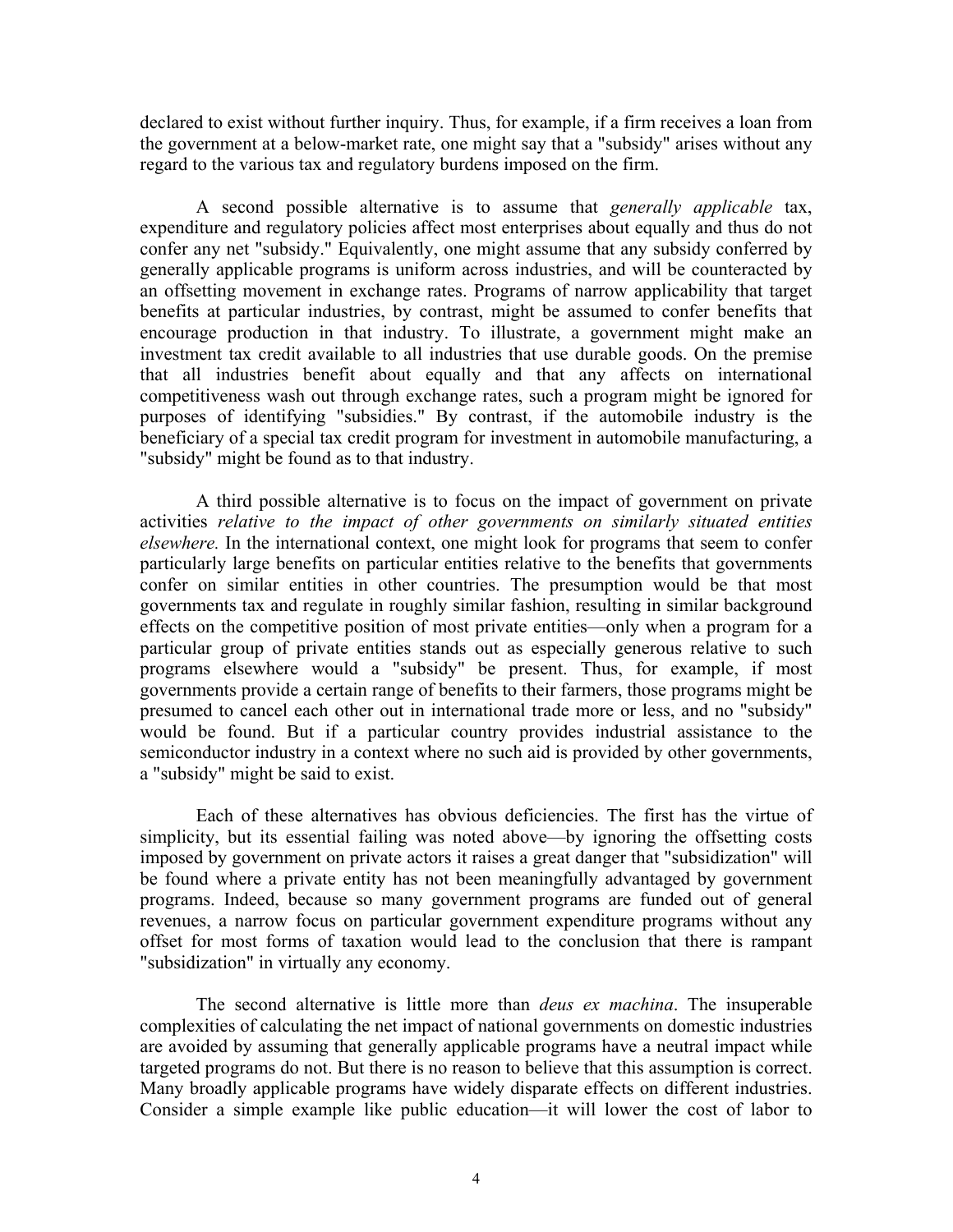declared to exist without further inquiry. Thus, for example, if a firm receives a loan from the government at a below-market rate, one might say that a "subsidy" arises without any regard to the various tax and regulatory burdens imposed on the firm.

A second possible alternative is to assume that *generally applicable* tax, expenditure and regulatory policies affect most enterprises about equally and thus do not confer any net "subsidy." Equivalently, one might assume that any subsidy conferred by generally applicable programs is uniform across industries, and will be counteracted by an offsetting movement in exchange rates. Programs of narrow applicability that target benefits at particular industries, by contrast, might be assumed to confer benefits that encourage production in that industry. To illustrate, a government might make an investment tax credit available to all industries that use durable goods. On the premise that all industries benefit about equally and that any affects on international competitiveness wash out through exchange rates, such a program might be ignored for purposes of identifying "subsidies." By contrast, if the automobile industry is the beneficiary of a special tax credit program for investment in automobile manufacturing, a "subsidy" might be found as to that industry.

A third possible alternative is to focus on the impact of government on private activities *relative to the impact of other governments on similarly situated entities elsewhere.* In the international context, one might look for programs that seem to confer particularly large benefits on particular entities relative to the benefits that governments confer on similar entities in other countries. The presumption would be that most governments tax and regulate in roughly similar fashion, resulting in similar background effects on the competitive position of most private entities—only when a program for a particular group of private entities stands out as especially generous relative to such programs elsewhere would a "subsidy" be present. Thus, for example, if most governments provide a certain range of benefits to their farmers, those programs might be presumed to cancel each other out in international trade more or less, and no "subsidy" would be found. But if a particular country provides industrial assistance to the semiconductor industry in a context where no such aid is provided by other governments, a "subsidy" might be said to exist.

Each of these alternatives has obvious deficiencies. The first has the virtue of simplicity, but its essential failing was noted above—by ignoring the offsetting costs imposed by government on private actors it raises a great danger that "subsidization" will be found where a private entity has not been meaningfully advantaged by government programs. Indeed, because so many government programs are funded out of general revenues, a narrow focus on particular government expenditure programs without any offset for most forms of taxation would lead to the conclusion that there is rampant "subsidization" in virtually any economy.

The second alternative is little more than *deus ex machina*. The insuperable complexities of calculating the net impact of national governments on domestic industries are avoided by assuming that generally applicable programs have a neutral impact while targeted programs do not. But there is no reason to believe that this assumption is correct. Many broadly applicable programs have widely disparate effects on different industries. Consider a simple example like public education—it will lower the cost of labor to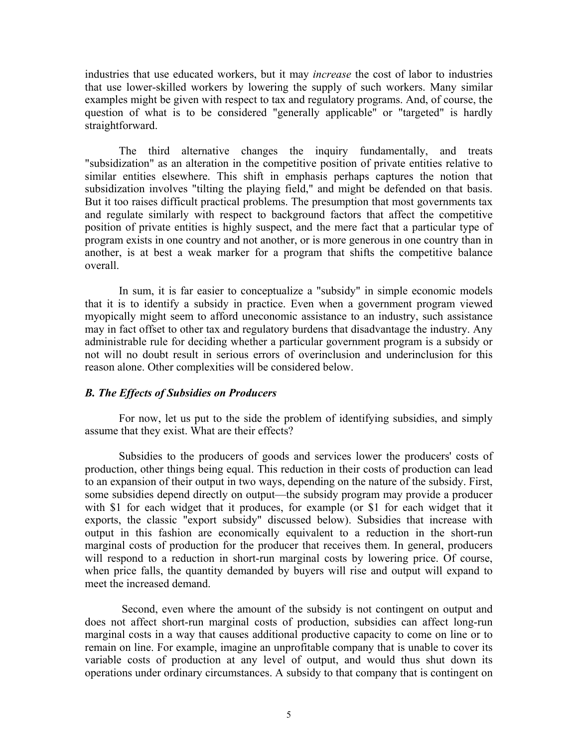industries that use educated workers, but it may *increase* the cost of labor to industries that use lower-skilled workers by lowering the supply of such workers. Many similar examples might be given with respect to tax and regulatory programs. And, of course, the question of what is to be considered "generally applicable" or "targeted" is hardly straightforward.

The third alternative changes the inquiry fundamentally, and treats "subsidization" as an alteration in the competitive position of private entities relative to similar entities elsewhere. This shift in emphasis perhaps captures the notion that subsidization involves "tilting the playing field," and might be defended on that basis. But it too raises difficult practical problems. The presumption that most governments tax and regulate similarly with respect to background factors that affect the competitive position of private entities is highly suspect, and the mere fact that a particular type of program exists in one country and not another, or is more generous in one country than in another, is at best a weak marker for a program that shifts the competitive balance overall.

In sum, it is far easier to conceptualize a "subsidy" in simple economic models that it is to identify a subsidy in practice. Even when a government program viewed myopically might seem to afford uneconomic assistance to an industry, such assistance may in fact offset to other tax and regulatory burdens that disadvantage the industry. Any administrable rule for deciding whether a particular government program is a subsidy or not will no doubt result in serious errors of overinclusion and underinclusion for this reason alone. Other complexities will be considered below.

### *B. The Effects of Subsidies on Producers*

For now, let us put to the side the problem of identifying subsidies, and simply assume that they exist. What are their effects?

Subsidies to the producers of goods and services lower the producers' costs of production, other things being equal. This reduction in their costs of production can lead to an expansion of their output in two ways, depending on the nature of the subsidy. First, some subsidies depend directly on output—the subsidy program may provide a producer with $1 for each widget that it produces, for example (or $1 for each widget that it exports, the classic "export subsidy" discussed below). Subsidies that increase with output in this fashion are economically equivalent to a reduction in the short-run marginal costs of production for the producer that receives them. In general, producers will respond to a reduction in short-run marginal costs by lowering price. Of course, when price falls, the quantity demanded by buyers will rise and output will expand to meet the increased demand.

Second, even where the amount of the subsidy is not contingent on output and does not affect short-run marginal costs of production, subsidies can affect long-run marginal costs in a way that causes additional productive capacity to come on line or to remain on line. For example, imagine an unprofitable company that is unable to cover its variable costs of production at any level of output, and would thus shut down its operations under ordinary circumstances. A subsidy to that company that is contingent on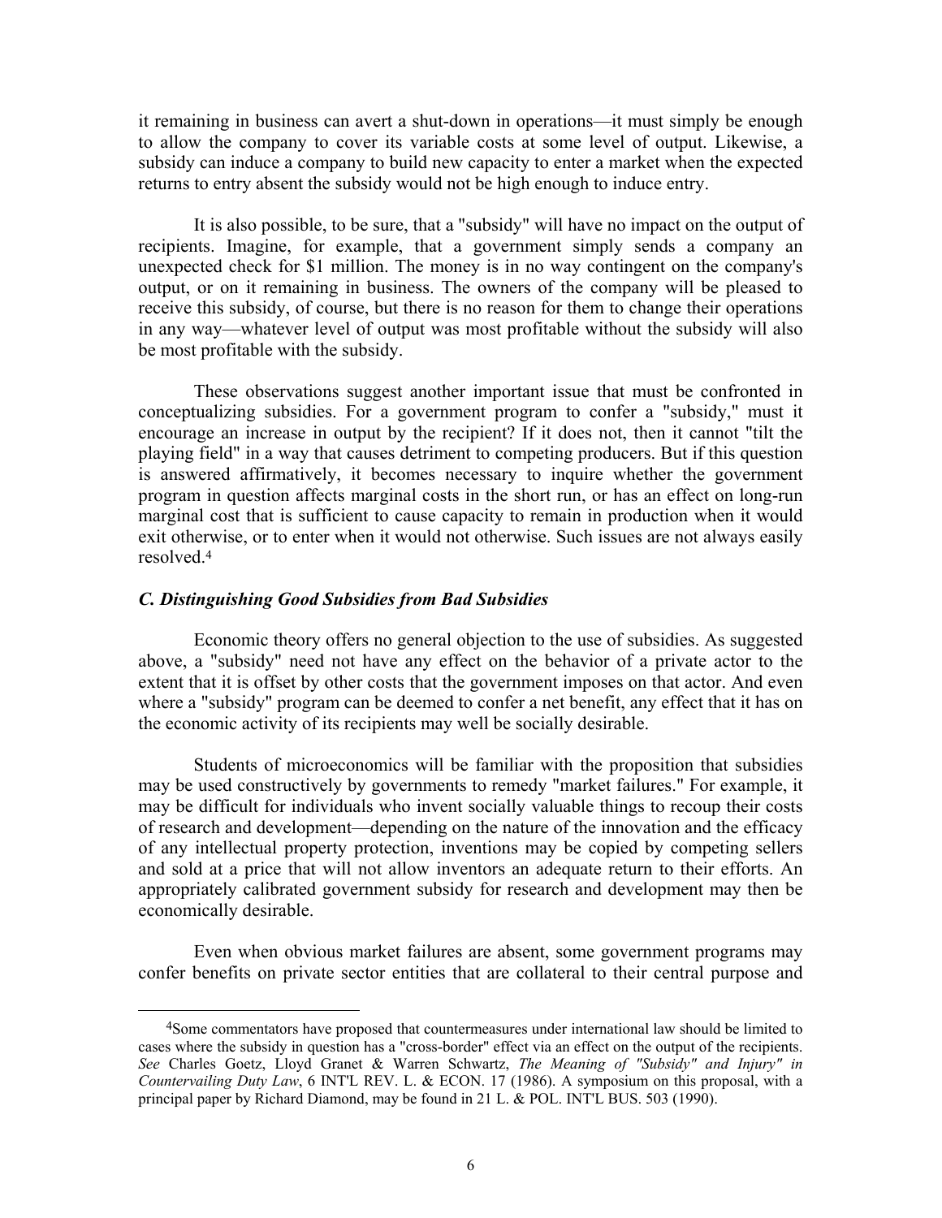it remaining in business can avert a shut-down in operations—it must simply be enough to allow the company to cover its variable costs at some level of output. Likewise, a subsidy can induce a company to build new capacity to enter a market when the expected returns to entry absent the subsidy would not be high enough to induce entry.

It is also possible, to be sure, that a "subsidy" will have no impact on the output of recipients. Imagine, for example, that a government simply sends a company an unexpected check for $1 million. The money is in no way contingent on the company's output, or on it remaining in business. The owners of the company will be pleased to receive this subsidy, of course, but there is no reason for them to change their operations in any way—whatever level of output was most profitable without the subsidy will also be most profitable with the subsidy.

These observations suggest another important issue that must be confronted in conceptualizing subsidies. For a government program to confer a "subsidy," must it encourage an increase in output by the recipient? If it does not, then it cannot "tilt the playing field" in a way that causes detriment to competing producers. But if this question is answered affirmatively, it becomes necessary to inquire whether the government program in question affects marginal costs in the short run, or has an effect on long-run marginal cost that is sufficient to cause capacity to remain in production when it would exit otherwise, or to enter when it would not otherwise. Such issues are not always easily resolved.[4]

### *C. Distinguishing Good Subsidies from Bad Subsidies*

Economic theory offers no general objection to the use of subsidies. As suggested above, a "subsidy" need not have any effect on the behavior of a private actor to the extent that it is offset by other costs that the government imposes on that actor. And even where a "subsidy" program can be deemed to confer a net benefit, any effect that it has on the economic activity of its recipients may well be socially desirable.

Students of microeconomics will be familiar with the proposition that subsidies may be used constructively by governments to remedy "market failures." For example, it may be difficult for individuals who invent socially valuable things to recoup their costs of research and development—depending on the nature of the innovation and the efficacy of any intellectual property protection, inventions may be copied by competing sellers and sold at a price that will not allow inventors an adequate return to their efforts. An appropriately calibrated government subsidy for research and development may then be economically desirable.

Even when obvious market failures are absent, some government programs may confer benefits on private sector entities that are collateral to their central purpose and

---

[4] Some commentators have proposed that countermeasures under international law should be limited to cases where the subsidy in question has a "cross-border" effect via an effect on the output of the recipients. *See* Charles Goetz, Lloyd Granet & Warren Schwartz, *The Meaning of "Subsidy" and Injury" in Countervailing Duty Law*, 6 INT'L REV. L. & ECON. 17 (1986). A symposium on this proposal, with a principal paper by Richard Diamond, may be found in 21 L. & POL. INT'L BUS. 503 (1990).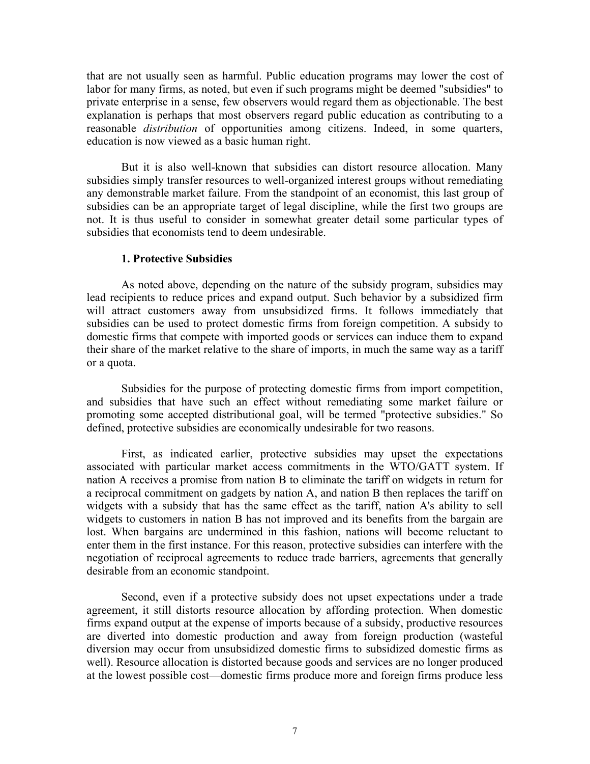that are not usually seen as harmful. Public education programs may lower the cost of labor for many firms, as noted, but even if such programs might be deemed "subsidies" to private enterprise in a sense, few observers would regard them as objectionable. The best explanation is perhaps that most observers regard public education as contributing to a reasonable *distribution* of opportunities among citizens. Indeed, in some quarters, education is now viewed as a basic human right.

But it is also well-known that subsidies can distort resource allocation. Many subsidies simply transfer resources to well-organized interest groups without remediating any demonstrable market failure. From the standpoint of an economist, this last group of subsidies can be an appropriate target of legal discipline, while the first two groups are not. It is thus useful to consider in somewhat greater detail some particular types of subsidies that economists tend to deem undesirable.

### 1. Protective Subsidies

As noted above, depending on the nature of the subsidy program, subsidies may lead recipients to reduce prices and expand output. Such behavior by a subsidized firm will attract customers away from unsubsidized firms. It follows immediately that subsidies can be used to protect domestic firms from foreign competition. A subsidy to domestic firms that compete with imported goods or services can induce them to expand their share of the market relative to the share of imports, in much the same way as a tariff or a quota.

Subsidies for the purpose of protecting domestic firms from import competition, and subsidies that have such an effect without remediating some market failure or promoting some accepted distributional goal, will be termed "protective subsidies." So defined, protective subsidies are economically undesirable for two reasons.

First, as indicated earlier, protective subsidies may upset the expectations associated with particular market access commitments in the WTO/GATT system. If nation A receives a promise from nation B to eliminate the tariff on widgets in return for a reciprocal commitment on gadgets by nation A, and nation B then replaces the tariff on widgets with a subsidy that has the same effect as the tariff, nation A's ability to sell widgets to customers in nation B has not improved and its benefits from the bargain are lost. When bargains are undermined in this fashion, nations will become reluctant to enter them in the first instance. For this reason, protective subsidies can interfere with the negotiation of reciprocal agreements to reduce trade barriers, agreements that generally desirable from an economic standpoint.

Second, even if a protective subsidy does not upset expectations under a trade agreement, it still distorts resource allocation by affording protection. When domestic firms expand output at the expense of imports because of a subsidy, productive resources are diverted into domestic production and away from foreign production (wasteful diversion may occur from unsubsidized domestic firms to subsidized domestic firms as well). Resource allocation is distorted because goods and services are no longer produced at the lowest possible cost—domestic firms produce more and foreign firms produce less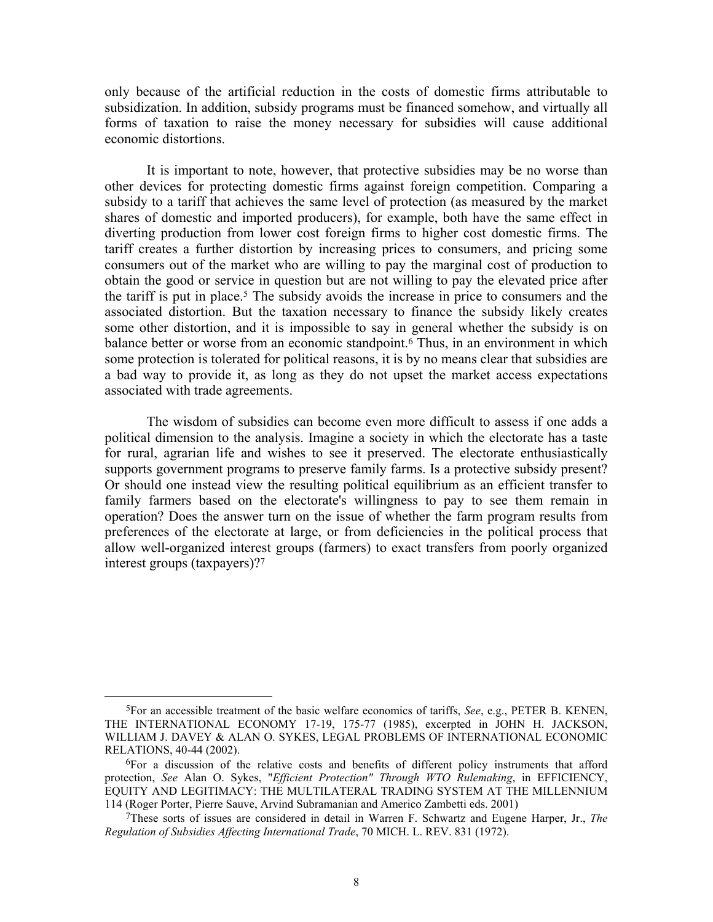only because of the artificial reduction in the costs of domestic firms attributable to subsidization. In addition, subsidy programs must be financed somehow, and virtually all forms of taxation to raise the money necessary for subsidies will cause additional economic distortions.

It is important to note, however, that protective subsidies may be no worse than other devices for protecting domestic firms against foreign competition. Comparing a subsidy to a tariff that achieves the same level of protection (as measured by the market shares of domestic and imported producers), for example, both have the same effect in diverting production from lower cost foreign firms to higher cost domestic firms. The tariff creates a further distortion by increasing prices to consumers, and pricing some consumers out of the market who are willing to pay the marginal cost of production to obtain the good or service in question but are not willing to pay the elevated price after the tariff is put in place.[5] The subsidy avoids the increase in price to consumers and the associated distortion. But the taxation necessary to finance the subsidy likely creates some other distortion, and it is impossible to say in general whether the subsidy is on balance better or worse from an economic standpoint.[6] Thus, in an environment in which some protection is tolerated for political reasons, it is by no means clear that subsidies are a bad way to provide it, as long as they do not upset the market access expectations associated with trade agreements.

The wisdom of subsidies can become even more difficult to assess if one adds a political dimension to the analysis. Imagine a society in which the electorate has a taste for rural, agrarian life and wishes to see it preserved. The electorate enthusiastically supports government programs to preserve family farms. Is a protective subsidy present? Or should one instead view the resulting political equilibrium as an efficient transfer to family farmers based on the electorate's willingness to pay to see them remain in operation? Does the answer turn on the issue of whether the farm program results from preferences of the electorate at large, or from deficiencies in the political process that allow well-organized interest groups (farmers) to exact transfers from poorly organized interest groups (taxpayers)?[7]

---

[5]For an accessible treatment of the basic welfare economics of tariffs, *See*, e.g., PETER B. KENEN, THE INTERNATIONAL ECONOMY 17-19, 175-77 (1985), excerpted in JOHN H. JACKSON, WILLIAM J. DAVEY & ALAN O. SYKES, LEGAL PROBLEMS OF INTERNATIONAL ECONOMIC RELATIONS, 40-44 (2002).

[6]For a discussion of the relative costs and benefits of different policy instruments that afford protection, *See* Alan O. Sykes, "*Efficient Protection" Through WTO Rulemaking*, in EFFICIENCY, EQUITY AND LEGITIMACY: THE MULTILATERAL TRADING SYSTEM AT THE MILLENNIUM 114 (Roger Porter, Pierre Sauve, Arvind Subramanian and Americo Zambetti eds. 2001)

[7]These sorts of issues are considered in detail in Warren F. Schwartz and Eugene Harper, Jr., *The Regulation of Subsidies Affecting International Trade*, 70 MICH. L. REV. 831 (1972).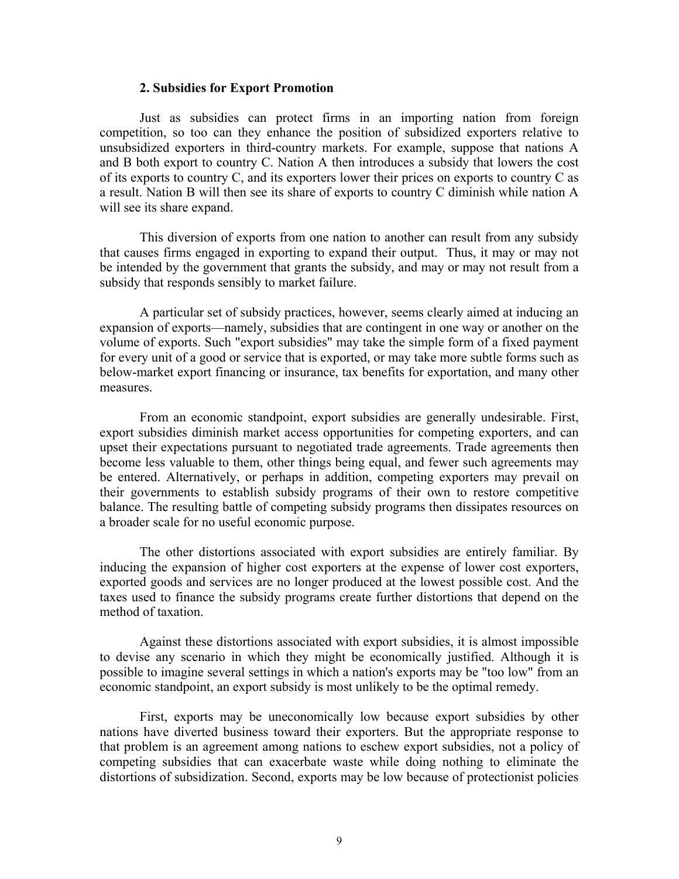### 2. Subsidies for Export Promotion

Just as subsidies can protect firms in an importing nation from foreign competition, so too can they enhance the position of subsidized exporters relative to unsubsidized exporters in third-country markets. For example, suppose that nations A and B both export to country C. Nation A then introduces a subsidy that lowers the cost of its exports to country C, and its exporters lower their prices on exports to country C as a result. Nation B will then see its share of exports to country C diminish while nation A will see its share expand.

This diversion of exports from one nation to another can result from any subsidy that causes firms engaged in exporting to expand their output. Thus, it may or may not be intended by the government that grants the subsidy, and may or may not result from a subsidy that responds sensibly to market failure.

A particular set of subsidy practices, however, seems clearly aimed at inducing an expansion of exports—namely, subsidies that are contingent in one way or another on the volume of exports. Such "export subsidies" may take the simple form of a fixed payment for every unit of a good or service that is exported, or may take more subtle forms such as below-market export financing or insurance, tax benefits for exportation, and many other measures.

From an economic standpoint, export subsidies are generally undesirable. First, export subsidies diminish market access opportunities for competing exporters, and can upset their expectations pursuant to negotiated trade agreements. Trade agreements then become less valuable to them, other things being equal, and fewer such agreements may be entered. Alternatively, or perhaps in addition, competing exporters may prevail on their governments to establish subsidy programs of their own to restore competitive balance. The resulting battle of competing subsidy programs then dissipates resources on a broader scale for no useful economic purpose.

The other distortions associated with export subsidies are entirely familiar. By inducing the expansion of higher cost exporters at the expense of lower cost exporters, exported goods and services are no longer produced at the lowest possible cost. And the taxes used to finance the subsidy programs create further distortions that depend on the method of taxation.

Against these distortions associated with export subsidies, it is almost impossible to devise any scenario in which they might be economically justified. Although it is possible to imagine several settings in which a nation's exports may be "too low" from an economic standpoint, an export subsidy is most unlikely to be the optimal remedy.

First, exports may be uneconomically low because export subsidies by other nations have diverted business toward their exporters. But the appropriate response to that problem is an agreement among nations to eschew export subsidies, not a policy of competing subsidies that can exacerbate waste while doing nothing to eliminate the distortions of subsidization. Second, exports may be low because of protectionist policies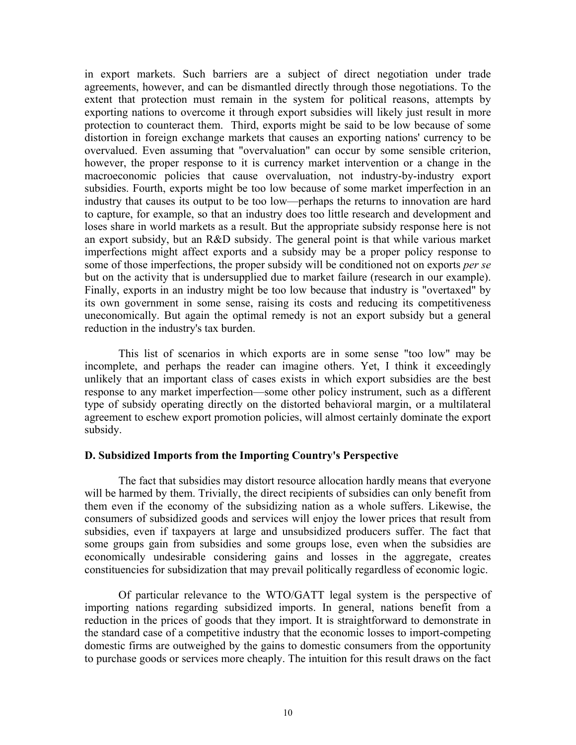in export markets. Such barriers are a subject of direct negotiation under trade agreements, however, and can be dismantled directly through those negotiations. To the extent that protection must remain in the system for political reasons, attempts by exporting nations to overcome it through export subsidies will likely just result in more protection to counteract them. Third, exports might be said to be low because of some distortion in foreign exchange markets that causes an exporting nations' currency to be overvalued. Even assuming that "overvaluation" can occur by some sensible criterion, however, the proper response to it is currency market intervention or a change in the macroeconomic policies that cause overvaluation, not industry-by-industry export subsidies. Fourth, exports might be too low because of some market imperfection in an industry that causes its output to be too low—perhaps the returns to innovation are hard to capture, for example, so that an industry does too little research and development and loses share in world markets as a result. But the appropriate subsidy response here is not an export subsidy, but an R&D subsidy. The general point is that while various market imperfections might affect exports and a subsidy may be a proper policy response to some of those imperfections, the proper subsidy will be conditioned not on exports *per se* but on the activity that is undersupplied due to market failure (research in our example). Finally, exports in an industry might be too low because that industry is "overtaxed" by its own government in some sense, raising its costs and reducing its competitiveness uneconomically. But again the optimal remedy is not an export subsidy but a general reduction in the industry's tax burden.

This list of scenarios in which exports are in some sense "too low" may be incomplete, and perhaps the reader can imagine others. Yet, I think it exceedingly unlikely that an important class of cases exists in which export subsidies are the best response to any market imperfection—some other policy instrument, such as a different type of subsidy operating directly on the distorted behavioral margin, or a multilateral agreement to eschew export promotion policies, will almost certainly dominate the export subsidy.

### D. Subsidized Imports from the Importing Country's Perspective

The fact that subsidies may distort resource allocation hardly means that everyone will be harmed by them. Trivially, the direct recipients of subsidies can only benefit from them even if the economy of the subsidizing nation as a whole suffers. Likewise, the consumers of subsidized goods and services will enjoy the lower prices that result from subsidies, even if taxpayers at large and unsubsidized producers suffer. The fact that some groups gain from subsidies and some groups lose, even when the subsidies are economically undesirable considering gains and losses in the aggregate, creates constituencies for subsidization that may prevail politically regardless of economic logic.

Of particular relevance to the WTO/GATT legal system is the perspective of importing nations regarding subsidized imports. In general, nations benefit from a reduction in the prices of goods that they import. It is straightforward to demonstrate in the standard case of a competitive industry that the economic losses to import-competing domestic firms are outweighed by the gains to domestic consumers from the opportunity to purchase goods or services more cheaply. The intuition for this result draws on the fact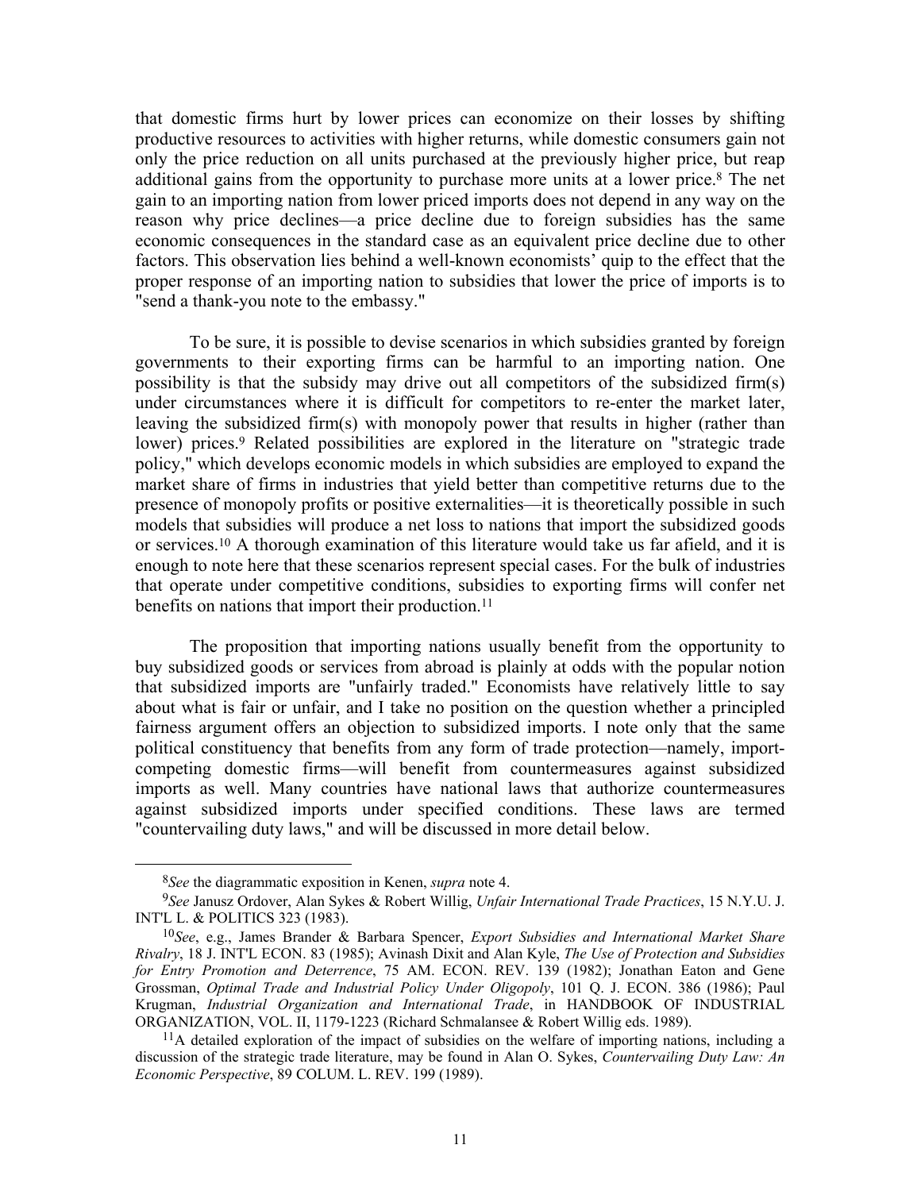that domestic firms hurt by lower prices can economize on their losses by shifting productive resources to activities with higher returns, while domestic consumers gain not only the price reduction on all units purchased at the previously higher price, but reap additional gains from the opportunity to purchase more units at a lower price.[8] The net gain to an importing nation from lower priced imports does not depend in any way on the reason why price declines—a price decline due to foreign subsidies has the same economic consequences in the standard case as an equivalent price decline due to other factors. This observation lies behind a well-known economists' quip to the effect that the proper response of an importing nation to subsidies that lower the price of imports is to "send a thank-you note to the embassy."

To be sure, it is possible to devise scenarios in which subsidies granted by foreign governments to their exporting firms can be harmful to an importing nation. One possibility is that the subsidy may drive out all competitors of the subsidized firm(s) under circumstances where it is difficult for competitors to re-enter the market later, leaving the subsidized firm(s) with monopoly power that results in higher (rather than lower) prices.[9] Related possibilities are explored in the literature on "strategic trade policy," which develops economic models in which subsidies are employed to expand the market share of firms in industries that yield better than competitive returns due to the presence of monopoly profits or positive externalities—it is theoretically possible in such models that subsidies will produce a net loss to nations that import the subsidized goods or services.[10] A thorough examination of this literature would take us far afield, and it is enough to note here that these scenarios represent special cases. For the bulk of industries that operate under competitive conditions, subsidies to exporting firms will confer net benefits on nations that import their production.[11]

The proposition that importing nations usually benefit from the opportunity to buy subsidized goods or services from abroad is plainly at odds with the popular notion that subsidized imports are "unfairly traded." Economists have relatively little to say about what is fair or unfair, and I take no position on the question whether a principled fairness argument offers an objection to subsidized imports. I note only that the same political constituency that benefits from any form of trade protection—namely, import-competing domestic firms—will benefit from countermeasures against subsidized imports as well. Many countries have national laws that authorize countermeasures against subsidized imports under specified conditions. These laws are termed "countervailing duty laws," and will be discussed in more detail below.

---

[8] *See* the diagrammatic exposition in Kenen, *supra* note 4.

[9] *See* Janusz Ordover, Alan Sykes & Robert Willig, *Unfair International Trade Practices*, 15 N.Y.U. J. INT'L L. & POLITICS 323 (1983).

[10] *See*, e.g., James Brander & Barbara Spencer, *Export Subsidies and International Market Share Rivalry*, 18 J. INT'L ECON. 83 (1985); Avinash Dixit and Alan Kyle, *The Use of Protection and Subsidies for Entry Promotion and Deterrence*, 75 AM. ECON. REV. 139 (1982); Jonathan Eaton and Gene Grossman, *Optimal Trade and Industrial Policy Under Oligopoly*, 101 Q. J. ECON. 386 (1986); Paul Krugman, *Industrial Organization and International Trade*, in HANDBOOK OF INDUSTRIAL ORGANIZATION, VOL. II, 1179-1223 (Richard Schmalansee & Robert Willig eds. 1989).

[11] A detailed exploration of the impact of subsidies on the welfare of importing nations, including a discussion of the strategic trade literature, may be found in Alan O. Sykes, *Countervailing Duty Law: An Economic Perspective*, 89 COLUM. L. REV. 199 (1989).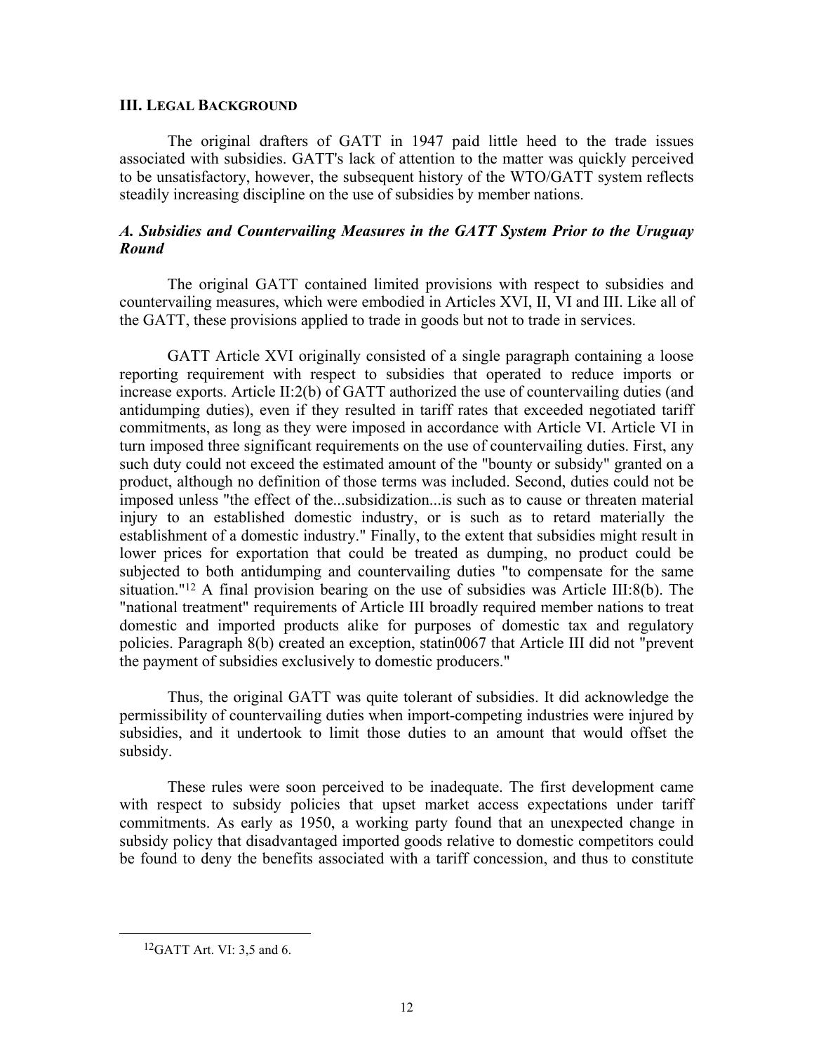## III. LEGAL BACKGROUND

The original drafters of GATT in 1947 paid little heed to the trade issues associated with subsidies. GATT's lack of attention to the matter was quickly perceived to be unsatisfactory, however, the subsequent history of the WTO/GATT system reflects steadily increasing discipline on the use of subsidies by member nations.

### *A. Subsidies and Countervailing Measures in the GATT System Prior to the Uruguay Round*

The original GATT contained limited provisions with respect to subsidies and countervailing measures, which were embodied in Articles XVI, II, VI and III. Like all of the GATT, these provisions applied to trade in goods but not to trade in services.

GATT Article XVI originally consisted of a single paragraph containing a loose reporting requirement with respect to subsidies that operated to reduce imports or increase exports. Article II:2(b) of GATT authorized the use of countervailing duties (and antidumping duties), even if they resulted in tariff rates that exceeded negotiated tariff commitments, as long as they were imposed in accordance with Article VI. Article VI in turn imposed three significant requirements on the use of countervailing duties. First, any such duty could not exceed the estimated amount of the "bounty or subsidy" granted on a product, although no definition of those terms was included. Second, duties could not be imposed unless "the effect of the...subsidization...is such as to cause or threaten material injury to an established domestic industry, or is such as to retard materially the establishment of a domestic industry." Finally, to the extent that subsidies might result in lower prices for exportation that could be treated as dumping, no product could be subjected to both antidumping and countervailing duties "to compensate for the same situation."[12] A final provision bearing on the use of subsidies was Article III:8(b). The "national treatment" requirements of Article III broadly required member nations to treat domestic and imported products alike for purposes of domestic tax and regulatory policies. Paragraph 8(b) created an exception, statin0067 that Article III did not "prevent the payment of subsidies exclusively to domestic producers."

Thus, the original GATT was quite tolerant of subsidies. It did acknowledge the permissibility of countervailing duties when import-competing industries were injured by subsidies, and it undertook to limit those duties to an amount that would offset the subsidy.

These rules were soon perceived to be inadequate. The first development came with respect to subsidy policies that upset market access expectations under tariff commitments. As early as 1950, a working party found that an unexpected change in subsidy policy that disadvantaged imported goods relative to domestic competitors could be found to deny the benefits associated with a tariff concession, and thus to constitute

[12] GATT Art. VI: 3,5 and 6.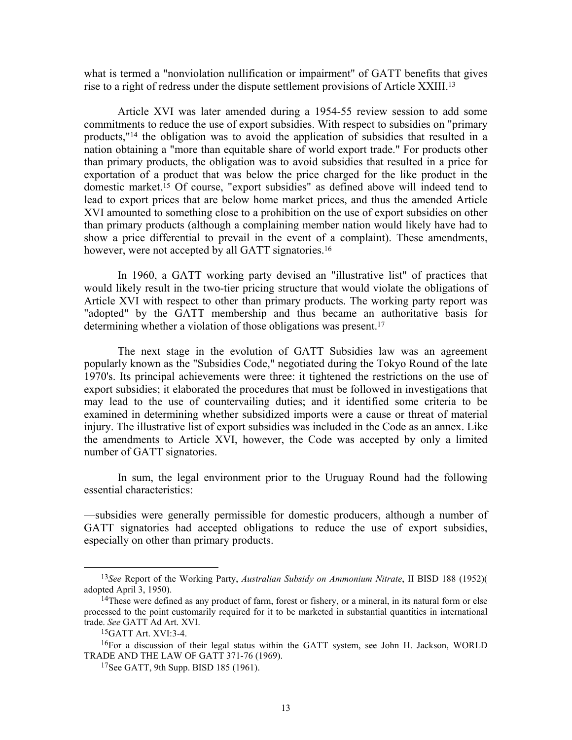what is termed a "nonviolation nullification or impairment" of GATT benefits that gives rise to a right of redress under the dispute settlement provisions of Article XXIII.[13]

Article XVI was later amended during a 1954-55 review session to add some commitments to reduce the use of export subsidies. With respect to subsidies on "primary products,"[14] the obligation was to avoid the application of subsidies that resulted in a nation obtaining a "more than equitable share of world export trade." For products other than primary products, the obligation was to avoid subsidies that resulted in a price for exportation of a product that was below the price charged for the like product in the domestic market.[15] Of course, "export subsidies" as defined above will indeed tend to lead to export prices that are below home market prices, and thus the amended Article XVI amounted to something close to a prohibition on the use of export subsidies on other than primary products (although a complaining member nation would likely have had to show a price differential to prevail in the event of a complaint). These amendments, however, were not accepted by all GATT signatories.[16]

In 1960, a GATT working party devised an "illustrative list" of practices that would likely result in the two-tier pricing structure that would violate the obligations of Article XVI with respect to other than primary products. The working party report was "adopted" by the GATT membership and thus became an authoritative basis for determining whether a violation of those obligations was present.[17]

The next stage in the evolution of GATT Subsidies law was an agreement popularly known as the "Subsidies Code," negotiated during the Tokyo Round of the late 1970's. Its principal achievements were three: it tightened the restrictions on the use of export subsidies; it elaborated the procedures that must be followed in investigations that may lead to the use of countervailing duties; and it identified some criteria to be examined in determining whether subsidized imports were a cause or threat of material injury. The illustrative list of export subsidies was included in the Code as an annex. Like the amendments to Article XVI, however, the Code was accepted by only a limited number of GATT signatories.

In sum, the legal environment prior to the Uruguay Round had the following essential characteristics:

—subsidies were generally permissible for domestic producers, although a number of GATT signatories had accepted obligations to reduce the use of export subsidies, especially on other than primary products.

---

[13] *See* Report of the Working Party, *Australian Subsidy on Ammonium Nitrate*, II BISD 188 (1952)( adopted April 3, 1950).

[14] These were defined as any product of farm, forest or fishery, or a mineral, in its natural form or else processed to the point customarily required for it to be marketed in substantial quantities in international trade. *See* GATT Ad Art. XVI.

[15] GATT Art. XVI:3-4.

[16] For a discussion of their legal status within the GATT system, see John H. Jackson, WORLD TRADE AND THE LAW OF GATT 371-76 (1969).

[17] See GATT, 9th Supp. BISD 185 (1961).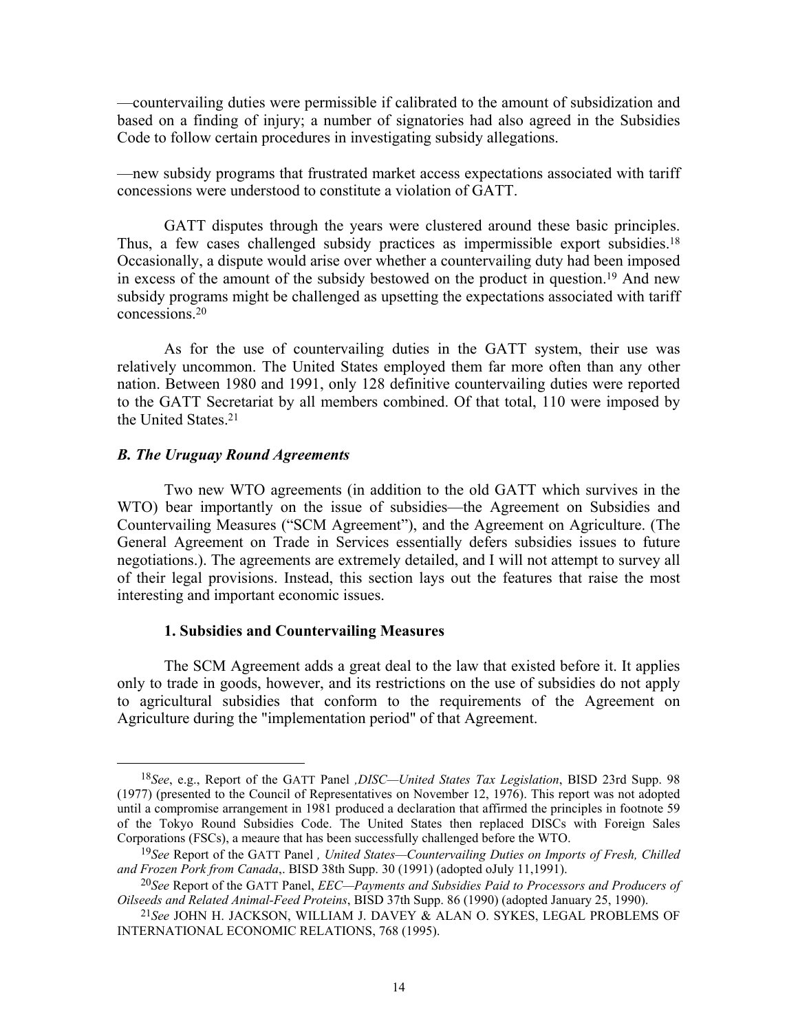—countervailing duties were permissible if calibrated to the amount of subsidization and based on a finding of injury; a number of signatories had also agreed in the Subsidies Code to follow certain procedures in investigating subsidy allegations.

—new subsidy programs that frustrated market access expectations associated with tariff concessions were understood to constitute a violation of GATT.

GATT disputes through the years were clustered around these basic principles. Thus, a few cases challenged subsidy practices as impermissible export subsidies.[18] Occasionally, a dispute would arise over whether a countervailing duty had been imposed in excess of the amount of the subsidy bestowed on the product in question.[19] And new subsidy programs might be challenged as upsetting the expectations associated with tariff concessions.[20]

As for the use of countervailing duties in the GATT system, their use was relatively uncommon. The United States employed them far more often than any other nation. Between 1980 and 1991, only 128 definitive countervailing duties were reported to the GATT Secretariat by all members combined. Of that total, 110 were imposed by the United States.[21]

### *B. The Uruguay Round Agreements*

Two new WTO agreements (in addition to the old GATT which survives in the WTO) bear importantly on the issue of subsidies—the Agreement on Subsidies and Countervailing Measures ("SCM Agreement"), and the Agreement on Agriculture. (The General Agreement on Trade in Services essentially defers subsidies issues to future negotiations.). The agreements are extremely detailed, and I will not attempt to survey all of their legal provisions. Instead, this section lays out the features that raise the most interesting and important economic issues.

#### 1. Subsidies and Countervailing Measures

The SCM Agreement adds a great deal to the law that existed before it. It applies only to trade in goods, however, and its restrictions on the use of subsidies do not apply to agricultural subsidies that conform to the requirements of the Agreement on Agriculture during the "implementation period" of that Agreement.

---

[18] *See*, e.g., Report of the GATT Panel ,*DISC—United States Tax Legislation*, BISD 23rd Supp. 98 (1977) (presented to the Council of Representatives on November 12, 1976). This report was not adopted until a compromise arrangement in 1981 produced a declaration that affirmed the principles in footnote 59 of the Tokyo Round Subsidies Code. The United States then replaced DISCs with Foreign Sales Corporations (FSCs), a meaure that has been successfully challenged before the WTO.

[19] *See* Report of the GATT Panel , *United States—Countervailing Duties on Imports of Fresh, Chilled and Frozen Pork from Canada*,. BISD 38th Supp. 30 (1991) (adopted oJuly 11,1991).

[20] *See* Report of the GATT Panel, *EEC—Payments and Subsidies Paid to Processors and Producers of Oilseeds and Related Animal-Feed Proteins*, BISD 37th Supp. 86 (1990) (adopted January 25, 1990).

[21] *See* JOHN H. JACKSON, WILLIAM J. DAVEY & ALAN O. SYKES, LEGAL PROBLEMS OF INTERNATIONAL ECONOMIC RELATIONS, 768 (1995).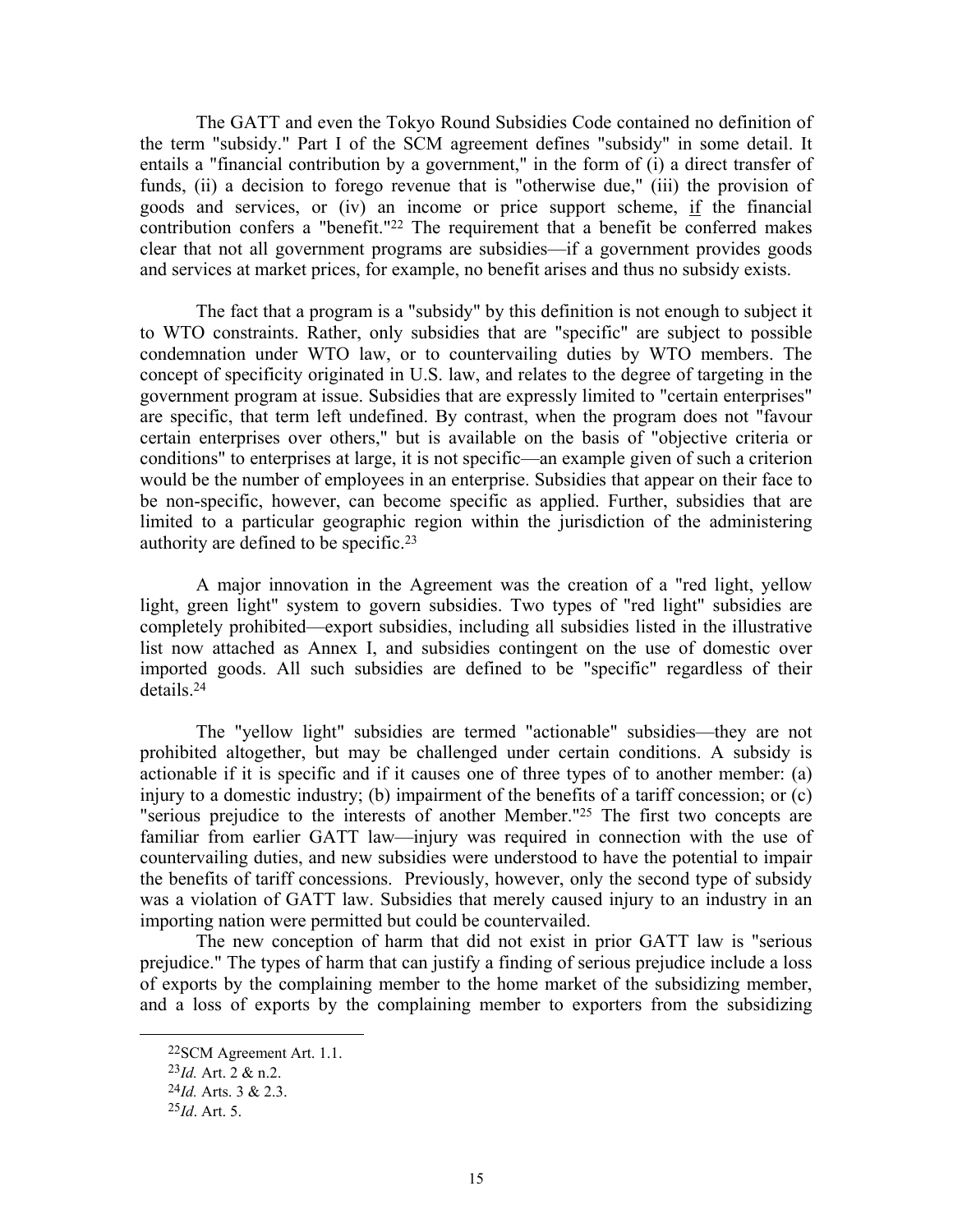The GATT and even the Tokyo Round Subsidies Code contained no definition of the term "subsidy." Part I of the SCM agreement defines "subsidy" in some detail. It entails a "financial contribution by a government," in the form of (i) a direct transfer of funds, (ii) a decision to forego revenue that is "otherwise due," (iii) the provision of goods and services, or (iv) an income or price support scheme, if the financial contribution confers a "benefit."[22] The requirement that a benefit be conferred makes clear that not all government programs are subsidies—if a government provides goods and services at market prices, for example, no benefit arises and thus no subsidy exists.

The fact that a program is a "subsidy" by this definition is not enough to subject it to WTO constraints. Rather, only subsidies that are "specific" are subject to possible condemnation under WTO law, or to countervailing duties by WTO members. The concept of specificity originated in U.S. law, and relates to the degree of targeting in the government program at issue. Subsidies that are expressly limited to "certain enterprises" are specific, that term left undefined. By contrast, when the program does not "favour certain enterprises over others," but is available on the basis of "objective criteria or conditions" to enterprises at large, it is not specific—an example given of such a criterion would be the number of employees in an enterprise. Subsidies that appear on their face to be non-specific, however, can become specific as applied. Further, subsidies that are limited to a particular geographic region within the jurisdiction of the administering authority are defined to be specific.[23]

A major innovation in the Agreement was the creation of a "red light, yellow light, green light" system to govern subsidies. Two types of "red light" subsidies are completely prohibited—export subsidies, including all subsidies listed in the illustrative list now attached as Annex I, and subsidies contingent on the use of domestic over imported goods. All such subsidies are defined to be "specific" regardless of their details.[24]

The "yellow light" subsidies are termed "actionable" subsidies—they are not prohibited altogether, but may be challenged under certain conditions. A subsidy is actionable if it is specific and if it causes one of three types of to another member: (a) injury to a domestic industry; (b) impairment of the benefits of a tariff concession; or (c) "serious prejudice to the interests of another Member."[25] The first two concepts are familiar from earlier GATT law—injury was required in connection with the use of countervailing duties, and new subsidies were understood to have the potential to impair the benefits of tariff concessions. Previously, however, only the second type of subsidy was a violation of GATT law. Subsidies that merely caused injury to an industry in an importing nation were permitted but could be countervailed.

The new conception of harm that did not exist in prior GATT law is "serious prejudice." The types of harm that can justify a finding of serious prejudice include a loss of exports by the complaining member to the home market of the subsidizing member, and a loss of exports by the complaining member to exporters from the subsidizing

---

[22] SCM Agreement Art. 1.1.

[23] *Id.* Art. 2 & n.2.

[24] *Id.* Arts. 3 & 2.3.

[25] *Id*. Art. 5.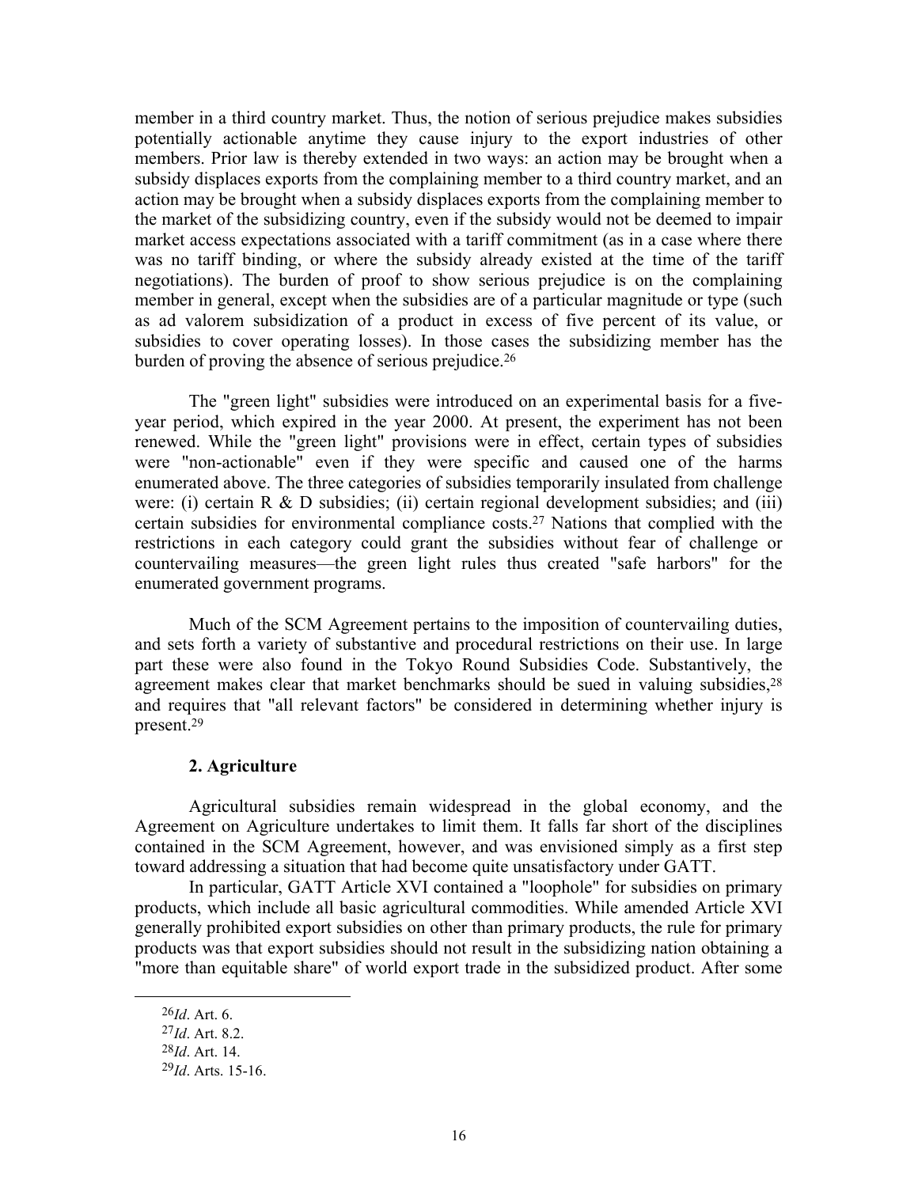member in a third country market. Thus, the notion of serious prejudice makes subsidies potentially actionable anytime they cause injury to the export industries of other members. Prior law is thereby extended in two ways: an action may be brought when a subsidy displaces exports from the complaining member to a third country market, and an action may be brought when a subsidy displaces exports from the complaining member to the market of the subsidizing country, even if the subsidy would not be deemed to impair market access expectations associated with a tariff commitment (as in a case where there was no tariff binding, or where the subsidy already existed at the time of the tariff negotiations). The burden of proof to show serious prejudice is on the complaining member in general, except when the subsidies are of a particular magnitude or type (such as ad valorem subsidization of a product in excess of five percent of its value, or subsidies to cover operating losses). In those cases the subsidizing member has the burden of proving the absence of serious prejudice.[26]

The "green light" subsidies were introduced on an experimental basis for a five-year period, which expired in the year 2000. At present, the experiment has not been renewed. While the "green light" provisions were in effect, certain types of subsidies were "non-actionable" even if they were specific and caused one of the harms enumerated above. The three categories of subsidies temporarily insulated from challenge were: (i) certain R & D subsidies; (ii) certain regional development subsidies; and (iii) certain subsidies for environmental compliance costs.[27] Nations that complied with the restrictions in each category could grant the subsidies without fear of challenge or countervailing measures—the green light rules thus created "safe harbors" for the enumerated government programs.

Much of the SCM Agreement pertains to the imposition of countervailing duties, and sets forth a variety of substantive and procedural restrictions on their use. In large part these were also found in the Tokyo Round Subsidies Code. Substantively, the agreement makes clear that market benchmarks should be sued in valuing subsidies,[28] and requires that "all relevant factors" be considered in determining whether injury is present.[29]

### 2. Agriculture

Agricultural subsidies remain widespread in the global economy, and the Agreement on Agriculture undertakes to limit them. It falls far short of the disciplines contained in the SCM Agreement, however, and was envisioned simply as a first step toward addressing a situation that had become quite unsatisfactory under GATT.

In particular, GATT Article XVI contained a "loophole" for subsidies on primary products, which include all basic agricultural commodities. While amended Article XVI generally prohibited export subsidies on other than primary products, the rule for primary products was that export subsidies should not result in the subsidizing nation obtaining a "more than equitable share" of world export trade in the subsidized product. After some

---

[26] *Id*. Art. 6.

[27] *Id*. Art. 8.2.

[28] *Id*. Art. 14.

[29] *Id*. Arts. 15-16.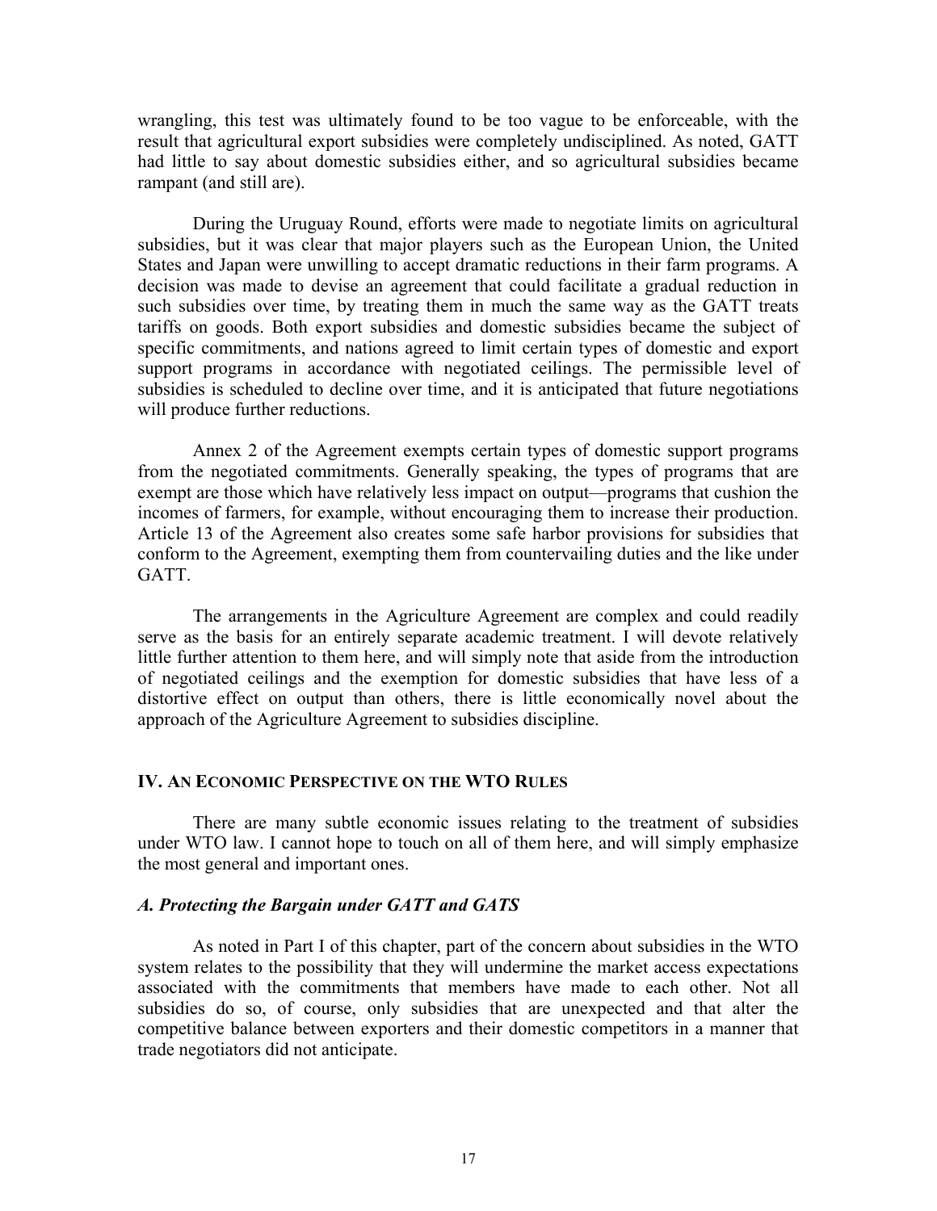wrangling, this test was ultimately found to be too vague to be enforceable, with the result that agricultural export subsidies were completely undisciplined. As noted, GATT had little to say about domestic subsidies either, and so agricultural subsidies became rampant (and still are).

During the Uruguay Round, efforts were made to negotiate limits on agricultural subsidies, but it was clear that major players such as the European Union, the United States and Japan were unwilling to accept dramatic reductions in their farm programs. A decision was made to devise an agreement that could facilitate a gradual reduction in such subsidies over time, by treating them in much the same way as the GATT treats tariffs on goods. Both export subsidies and domestic subsidies became the subject of specific commitments, and nations agreed to limit certain types of domestic and export support programs in accordance with negotiated ceilings. The permissible level of subsidies is scheduled to decline over time, and it is anticipated that future negotiations will produce further reductions.

Annex 2 of the Agreement exempts certain types of domestic support programs from the negotiated commitments. Generally speaking, the types of programs that are exempt are those which have relatively less impact on output—programs that cushion the incomes of farmers, for example, without encouraging them to increase their production. Article 13 of the Agreement also creates some safe harbor provisions for subsidies that conform to the Agreement, exempting them from countervailing duties and the like under GATT.

The arrangements in the Agriculture Agreement are complex and could readily serve as the basis for an entirely separate academic treatment. I will devote relatively little further attention to them here, and will simply note that aside from the introduction of negotiated ceilings and the exemption for domestic subsidies that have less of a distortive effect on output than others, there is little economically novel about the approach of the Agriculture Agreement to subsidies discipline.

## IV. An Economic Perspective on the WTO Rules

There are many subtle economic issues relating to the treatment of subsidies under WTO law. I cannot hope to touch on all of them here, and will simply emphasize the most general and important ones.

### *A. Protecting the Bargain under GATT and GATS*

As noted in Part I of this chapter, part of the concern about subsidies in the WTO system relates to the possibility that they will undermine the market access expectations associated with the commitments that members have made to each other. Not all subsidies do so, of course, only subsidies that are unexpected and that alter the competitive balance between exporters and their domestic competitors in a manner that trade negotiators did not anticipate.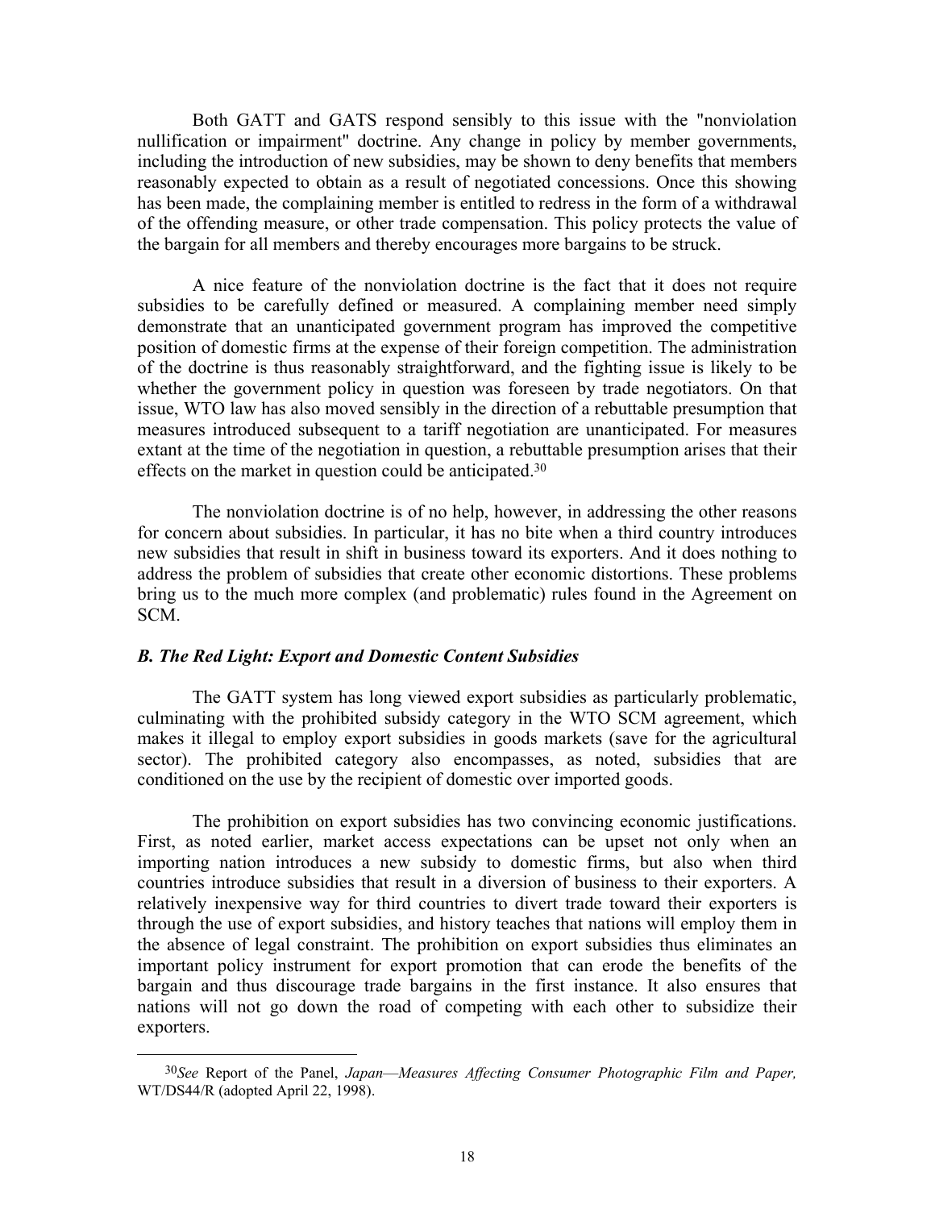Both GATT and GATS respond sensibly to this issue with the "nonviolation nullification or impairment" doctrine. Any change in policy by member governments, including the introduction of new subsidies, may be shown to deny benefits that members reasonably expected to obtain as a result of negotiated concessions. Once this showing has been made, the complaining member is entitled to redress in the form of a withdrawal of the offending measure, or other trade compensation. This policy protects the value of the bargain for all members and thereby encourages more bargains to be struck.

A nice feature of the nonviolation doctrine is the fact that it does not require subsidies to be carefully defined or measured. A complaining member need simply demonstrate that an unanticipated government program has improved the competitive position of domestic firms at the expense of their foreign competition. The administration of the doctrine is thus reasonably straightforward, and the fighting issue is likely to be whether the government policy in question was foreseen by trade negotiators. On that issue, WTO law has also moved sensibly in the direction of a rebuttable presumption that measures introduced subsequent to a tariff negotiation are unanticipated. For measures extant at the time of the negotiation in question, a rebuttable presumption arises that their effects on the market in question could be anticipated.[30]

The nonviolation doctrine is of no help, however, in addressing the other reasons for concern about subsidies. In particular, it has no bite when a third country introduces new subsidies that result in shift in business toward its exporters. And it does nothing to address the problem of subsidies that create other economic distortions. These problems bring us to the much more complex (and problematic) rules found in the Agreement on SCM.

### *B. The Red Light: Export and Domestic Content Subsidies*

The GATT system has long viewed export subsidies as particularly problematic, culminating with the prohibited subsidy category in the WTO SCM agreement, which makes it illegal to employ export subsidies in goods markets (save for the agricultural sector). The prohibited category also encompasses, as noted, subsidies that are conditioned on the use by the recipient of domestic over imported goods.

The prohibition on export subsidies has two convincing economic justifications. First, as noted earlier, market access expectations can be upset not only when an importing nation introduces a new subsidy to domestic firms, but also when third countries introduce subsidies that result in a diversion of business to their exporters. A relatively inexpensive way for third countries to divert trade toward their exporters is through the use of export subsidies, and history teaches that nations will employ them in the absence of legal constraint. The prohibition on export subsidies thus eliminates an important policy instrument for export promotion that can erode the benefits of the bargain and thus discourage trade bargains in the first instance. It also ensures that nations will not go down the road of competing with each other to subsidize their exporters.

[30] *See* Report of the Panel, *Japan—Measures Affecting Consumer Photographic Film and Paper,* WT/DS44/R (adopted April 22, 1998).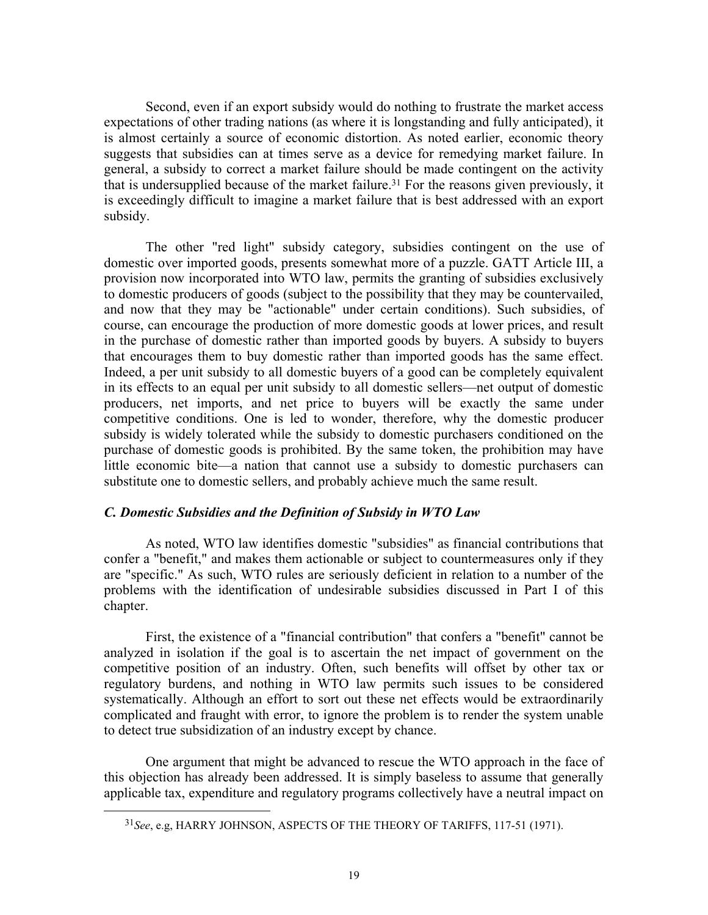Second, even if an export subsidy would do nothing to frustrate the market access expectations of other trading nations (as where it is longstanding and fully anticipated), it is almost certainly a source of economic distortion. As noted earlier, economic theory suggests that subsidies can at times serve as a device for remedying market failure. In general, a subsidy to correct a market failure should be made contingent on the activity that is undersupplied because of the market failure.[31] For the reasons given previously, it is exceedingly difficult to imagine a market failure that is best addressed with an export subsidy.

The other "red light" subsidy category, subsidies contingent on the use of domestic over imported goods, presents somewhat more of a puzzle. GATT Article III, a provision now incorporated into WTO law, permits the granting of subsidies exclusively to domestic producers of goods (subject to the possibility that they may be countervailed, and now that they may be "actionable" under certain conditions). Such subsidies, of course, can encourage the production of more domestic goods at lower prices, and result in the purchase of domestic rather than imported goods by buyers. A subsidy to buyers that encourages them to buy domestic rather than imported goods has the same effect. Indeed, a per unit subsidy to all domestic buyers of a good can be completely equivalent in its effects to an equal per unit subsidy to all domestic sellers—net output of domestic producers, net imports, and net price to buyers will be exactly the same under competitive conditions. One is led to wonder, therefore, why the domestic producer subsidy is widely tolerated while the subsidy to domestic purchasers conditioned on the purchase of domestic goods is prohibited. By the same token, the prohibition may have little economic bite—a nation that cannot use a subsidy to domestic purchasers can substitute one to domestic sellers, and probably achieve much the same result.

### *C. Domestic Subsidies and the Definition of Subsidy in WTO Law*

As noted, WTO law identifies domestic "subsidies" as financial contributions that confer a "benefit," and makes them actionable or subject to countermeasures only if they are "specific." As such, WTO rules are seriously deficient in relation to a number of the problems with the identification of undesirable subsidies discussed in Part I of this chapter.

First, the existence of a "financial contribution" that confers a "benefit" cannot be analyzed in isolation if the goal is to ascertain the net impact of government on the competitive position of an industry. Often, such benefits will offset by other tax or regulatory burdens, and nothing in WTO law permits such issues to be considered systematically. Although an effort to sort out these net effects would be extraordinarily complicated and fraught with error, to ignore the problem is to render the system unable to detect true subsidization of an industry except by chance.

One argument that might be advanced to rescue the WTO approach in the face of this objection has already been addressed. It is simply baseless to assume that generally applicable tax, expenditure and regulatory programs collectively have a neutral impact on

[31]*See*, e.g, HARRY JOHNSON, ASPECTS OF THE THEORY OF TARIFFS, 117-51 (1971).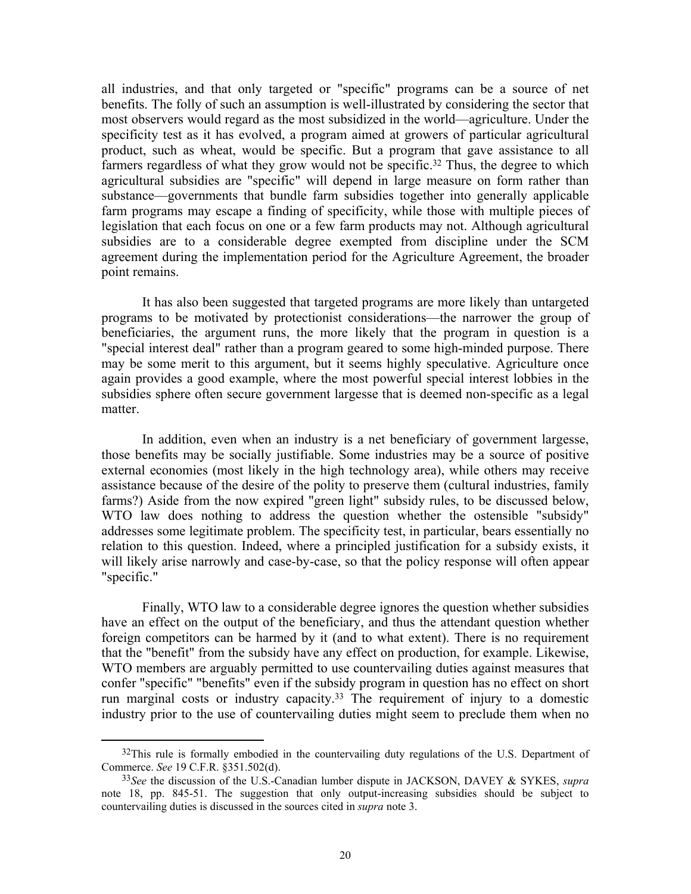all industries, and that only targeted or "specific" programs can be a source of net benefits. The folly of such an assumption is well-illustrated by considering the sector that most observers would regard as the most subsidized in the world—agriculture. Under the specificity test as it has evolved, a program aimed at growers of particular agricultural product, such as wheat, would be specific. But a program that gave assistance to all farmers regardless of what they grow would not be specific.[32] Thus, the degree to which agricultural subsidies are "specific" will depend in large measure on form rather than substance—governments that bundle farm subsidies together into generally applicable farm programs may escape a finding of specificity, while those with multiple pieces of legislation that each focus on one or a few farm products may not. Although agricultural subsidies are to a considerable degree exempted from discipline under the SCM agreement during the implementation period for the Agriculture Agreement, the broader point remains.

It has also been suggested that targeted programs are more likely than untargeted programs to be motivated by protectionist considerations—the narrower the group of beneficiaries, the argument runs, the more likely that the program in question is a "special interest deal" rather than a program geared to some high-minded purpose. There may be some merit to this argument, but it seems highly speculative. Agriculture once again provides a good example, where the most powerful special interest lobbies in the subsidies sphere often secure government largesse that is deemed non-specific as a legal matter.

In addition, even when an industry is a net beneficiary of government largesse, those benefits may be socially justifiable. Some industries may be a source of positive external economies (most likely in the high technology area), while others may receive assistance because of the desire of the polity to preserve them (cultural industries, family farms?) Aside from the now expired "green light" subsidy rules, to be discussed below, WTO law does nothing to address the question whether the ostensible "subsidy" addresses some legitimate problem. The specificity test, in particular, bears essentially no relation to this question. Indeed, where a principled justification for a subsidy exists, it will likely arise narrowly and case-by-case, so that the policy response will often appear "specific."

Finally, WTO law to a considerable degree ignores the question whether subsidies have an effect on the output of the beneficiary, and thus the attendant question whether foreign competitors can be harmed by it (and to what extent). There is no requirement that the "benefit" from the subsidy have any effect on production, for example. Likewise, WTO members are arguably permitted to use countervailing duties against measures that confer "specific" "benefits" even if the subsidy program in question has no effect on short run marginal costs or industry capacity.[33] The requirement of injury to a domestic industry prior to the use of countervailing duties might seem to preclude them when no

[32] This rule is formally embodied in the countervailing duty regulations of the U.S. Department of Commerce. *See* 19 C.F.R. §351.502(d).

[33] *See* the discussion of the U.S.-Canadian lumber dispute in JACKSON, DAVEY & SYKES, *supra* note 18, pp. 845-51. The suggestion that only output-increasing subsidies should be subject to countervailing duties is discussed in the sources cited in *supra* note 3.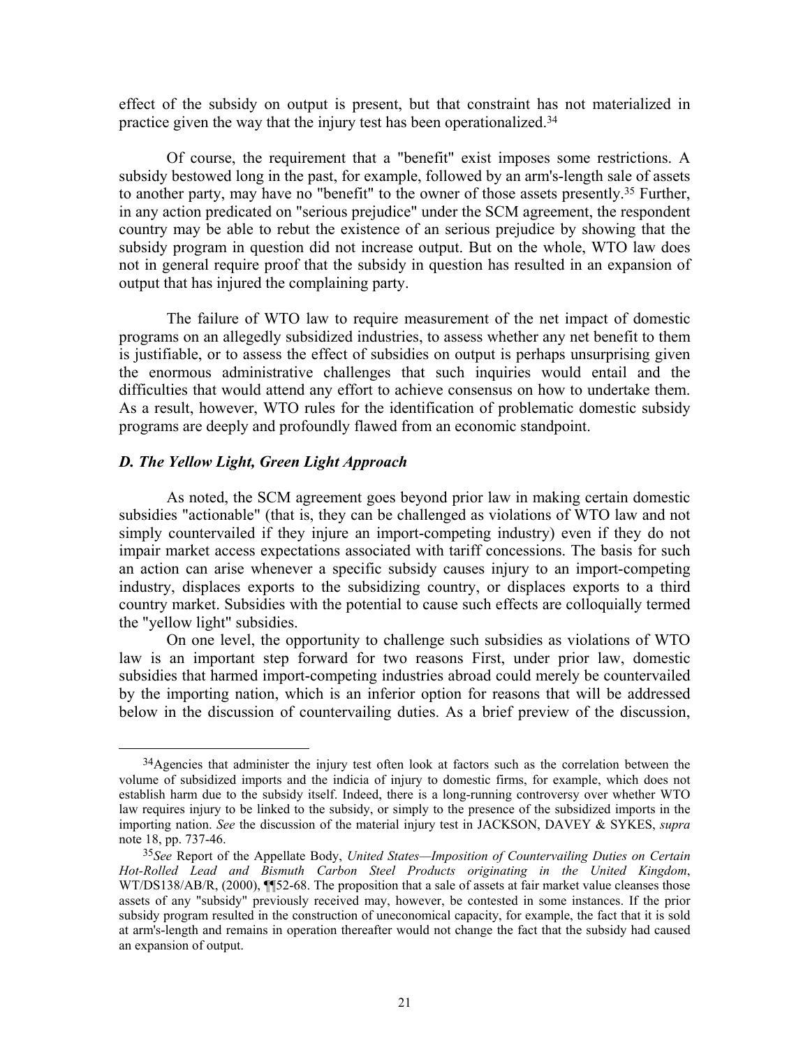effect of the subsidy on output is present, but that constraint has not materialized in practice given the way that the injury test has been operationalized.[34]

Of course, the requirement that a "benefit" exist imposes some restrictions. A subsidy bestowed long in the past, for example, followed by an arm's-length sale of assets to another party, may have no "benefit" to the owner of those assets presently.[35] Further, in any action predicated on "serious prejudice" under the SCM agreement, the respondent country may be able to rebut the existence of an serious prejudice by showing that the subsidy program in question did not increase output. But on the whole, WTO law does not in general require proof that the subsidy in question has resulted in an expansion of output that has injured the complaining party.

The failure of WTO law to require measurement of the net impact of domestic programs on an allegedly subsidized industries, to assess whether any net benefit to them is justifiable, or to assess the effect of subsidies on output is perhaps unsurprising given the enormous administrative challenges that such inquiries would entail and the difficulties that would attend any effort to achieve consensus on how to undertake them. As a result, however, WTO rules for the identification of problematic domestic subsidy programs are deeply and profoundly flawed from an economic standpoint.

### *D. The Yellow Light, Green Light Approach*

As noted, the SCM agreement goes beyond prior law in making certain domestic subsidies "actionable" (that is, they can be challenged as violations of WTO law and not simply countervailed if they injure an import-competing industry) even if they do not impair market access expectations associated with tariff concessions. The basis for such an action can arise whenever a specific subsidy causes injury to an import-competing industry, displaces exports to the subsidizing country, or displaces exports to a third country market. Subsidies with the potential to cause such effects are colloquially termed the "yellow light" subsidies.

On one level, the opportunity to challenge such subsidies as violations of WTO law is an important step forward for two reasons First, under prior law, domestic subsidies that harmed import-competing industries abroad could merely be countervailed by the importing nation, which is an inferior option for reasons that will be addressed below in the discussion of countervailing duties. As a brief preview of the discussion,

---

[34] Agencies that administer the injury test often look at factors such as the correlation between the volume of subsidized imports and the indicia of injury to domestic firms, for example, which does not establish harm due to the subsidy itself. Indeed, there is a long-running controversy over whether WTO law requires injury to be linked to the subsidy, or simply to the presence of the subsidized imports in the importing nation. *See* the discussion of the material injury test in JACKSON, DAVEY & SYKES, *supra* note 18, pp. 737-46.

[35] *See* Report of the Appellate Body, *United States—Imposition of Countervailing Duties on Certain Hot-Rolled Lead and Bismuth Carbon Steel Products originating in the United Kingdom*, WT/DS138/AB/R, (2000), ¶¶52-68. The proposition that a sale of assets at fair market value cleanses those assets of any "subsidy" previously received may, however, be contested in some instances. If the prior subsidy program resulted in the construction of uneconomical capacity, for example, the fact that it is sold at arm's-length and remains in operation thereafter would not change the fact that the subsidy had caused an expansion of output.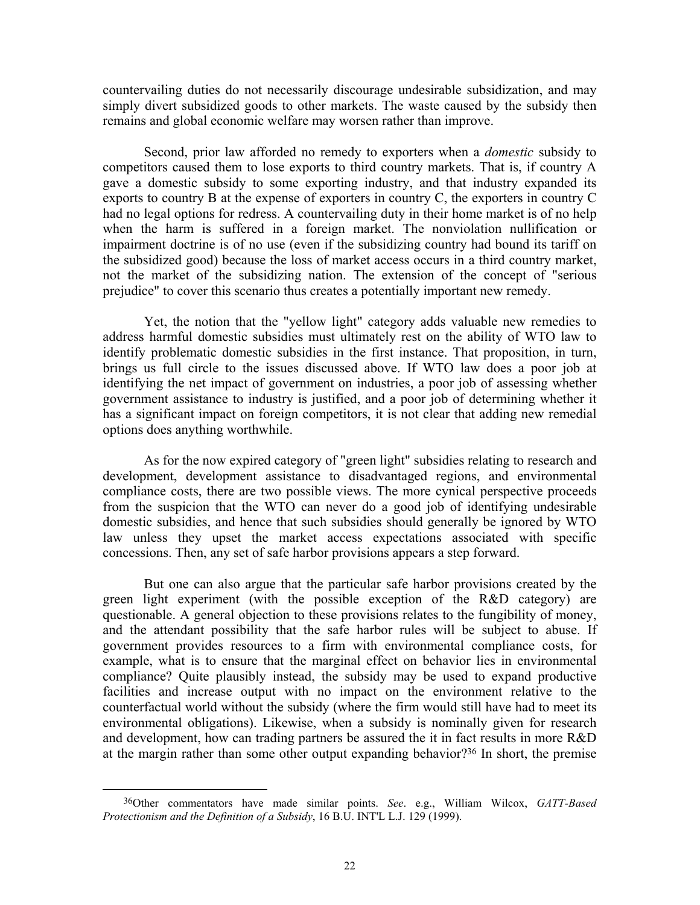countervailing duties do not necessarily discourage undesirable subsidization, and may simply divert subsidized goods to other markets. The waste caused by the subsidy then remains and global economic welfare may worsen rather than improve.

Second, prior law afforded no remedy to exporters when a *domestic* subsidy to competitors caused them to lose exports to third country markets. That is, if country A gave a domestic subsidy to some exporting industry, and that industry expanded its exports to country B at the expense of exporters in country C, the exporters in country C had no legal options for redress. A countervailing duty in their home market is of no help when the harm is suffered in a foreign market. The nonviolation nullification or impairment doctrine is of no use (even if the subsidizing country had bound its tariff on the subsidized good) because the loss of market access occurs in a third country market, not the market of the subsidizing nation. The extension of the concept of "serious prejudice" to cover this scenario thus creates a potentially important new remedy.

Yet, the notion that the "yellow light" category adds valuable new remedies to address harmful domestic subsidies must ultimately rest on the ability of WTO law to identify problematic domestic subsidies in the first instance. That proposition, in turn, brings us full circle to the issues discussed above. If WTO law does a poor job at identifying the net impact of government on industries, a poor job of assessing whether government assistance to industry is justified, and a poor job of determining whether it has a significant impact on foreign competitors, it is not clear that adding new remedial options does anything worthwhile.

As for the now expired category of "green light" subsidies relating to research and development, development assistance to disadvantaged regions, and environmental compliance costs, there are two possible views. The more cynical perspective proceeds from the suspicion that the WTO can never do a good job of identifying undesirable domestic subsidies, and hence that such subsidies should generally be ignored by WTO law unless they upset the market access expectations associated with specific concessions. Then, any set of safe harbor provisions appears a step forward.

But one can also argue that the particular safe harbor provisions created by the green light experiment (with the possible exception of the R&D category) are questionable. A general objection to these provisions relates to the fungibility of money, and the attendant possibility that the safe harbor rules will be subject to abuse. If government provides resources to a firm with environmental compliance costs, for example, what is to ensure that the marginal effect on behavior lies in environmental compliance? Quite plausibly instead, the subsidy may be used to expand productive facilities and increase output with no impact on the environment relative to the counterfactual world without the subsidy (where the firm would still have had to meet its environmental obligations). Likewise, when a subsidy is nominally given for research and development, how can trading partners be assured the it in fact results in more R&D at the margin rather than some other output expanding behavior?[36] In short, the premise

[36]Other commentators have made similar points. *See*. e.g., William Wilcox, *GATT-Based Protectionism and the Definition of a Subsidy*, 16 B.U. INT'L L.J. 129 (1999).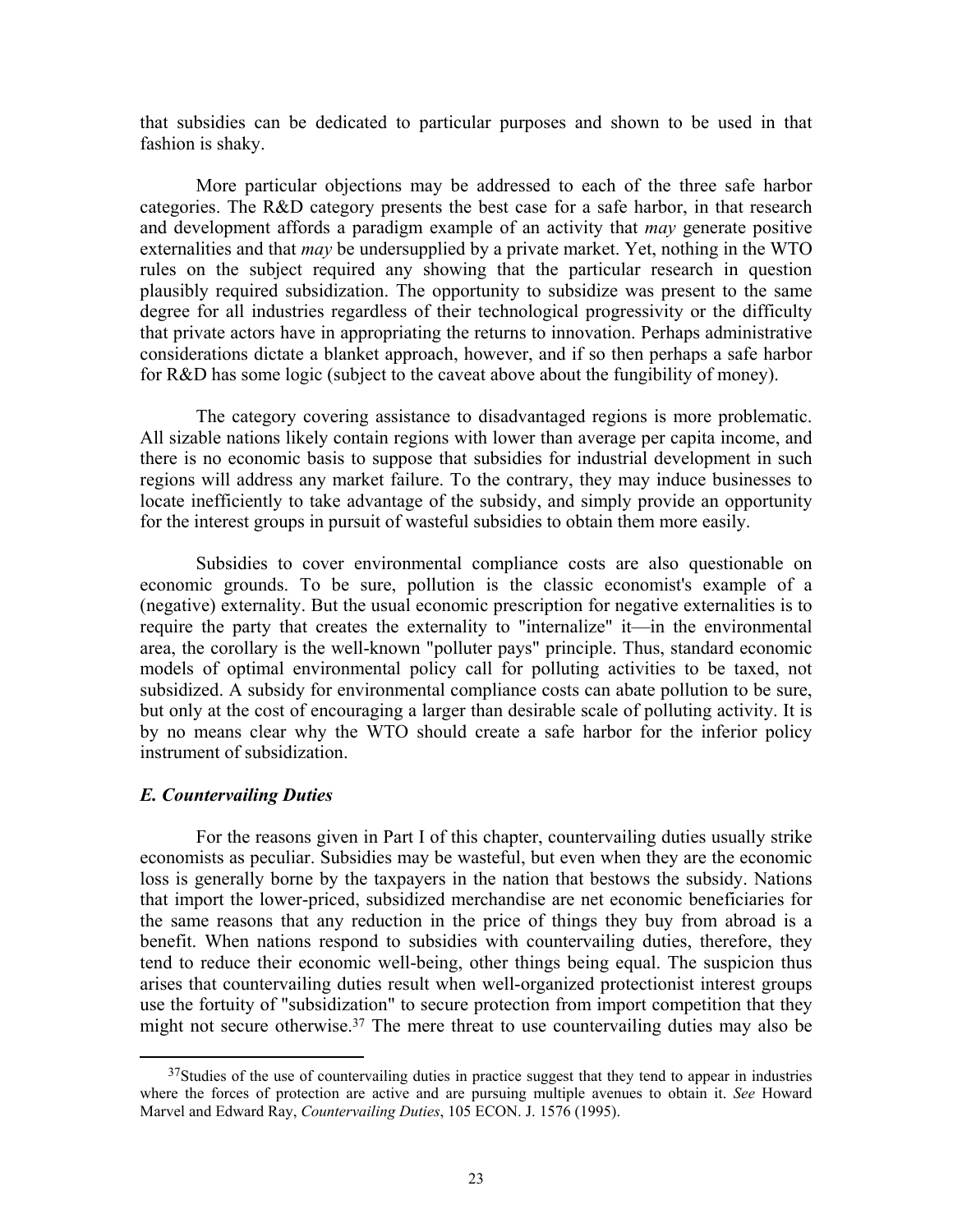that subsidies can be dedicated to particular purposes and shown to be used in that fashion is shaky.

More particular objections may be addressed to each of the three safe harbor categories. The R&D category presents the best case for a safe harbor, in that research and development affords a paradigm example of an activity that *may* generate positive externalities and that *may* be undersupplied by a private market. Yet, nothing in the WTO rules on the subject required any showing that the particular research in question plausibly required subsidization. The opportunity to subsidize was present to the same degree for all industries regardless of their technological progressivity or the difficulty that private actors have in appropriating the returns to innovation. Perhaps administrative considerations dictate a blanket approach, however, and if so then perhaps a safe harbor for R&D has some logic (subject to the caveat above about the fungibility of money).

The category covering assistance to disadvantaged regions is more problematic. All sizable nations likely contain regions with lower than average per capita income, and there is no economic basis to suppose that subsidies for industrial development in such regions will address any market failure. To the contrary, they may induce businesses to locate inefficiently to take advantage of the subsidy, and simply provide an opportunity for the interest groups in pursuit of wasteful subsidies to obtain them more easily.

Subsidies to cover environmental compliance costs are also questionable on economic grounds. To be sure, pollution is the classic economist's example of a (negative) externality. But the usual economic prescription for negative externalities is to require the party that creates the externality to "internalize" it—in the environmental area, the corollary is the well-known "polluter pays" principle. Thus, standard economic models of optimal environmental policy call for polluting activities to be taxed, not subsidized. A subsidy for environmental compliance costs can abate pollution to be sure, but only at the cost of encouraging a larger than desirable scale of polluting activity. It is by no means clear why the WTO should create a safe harbor for the inferior policy instrument of subsidization.

### *E. Countervailing Duties*

For the reasons given in Part I of this chapter, countervailing duties usually strike economists as peculiar. Subsidies may be wasteful, but even when they are the economic loss is generally borne by the taxpayers in the nation that bestows the subsidy. Nations that import the lower-priced, subsidized merchandise are net economic beneficiaries for the same reasons that any reduction in the price of things they buy from abroad is a benefit. When nations respond to subsidies with countervailing duties, therefore, they tend to reduce their economic well-being, other things being equal. The suspicion thus arises that countervailing duties result when well-organized protectionist interest groups use the fortuity of "subsidization" to secure protection from import competition that they might not secure otherwise.[37] The mere threat to use countervailing duties may also be

[37] Studies of the use of countervailing duties in practice suggest that they tend to appear in industries where the forces of protection are active and are pursuing multiple avenues to obtain it. *See* Howard Marvel and Edward Ray, *Countervailing Duties*, 105 ECON. J. 1576 (1995).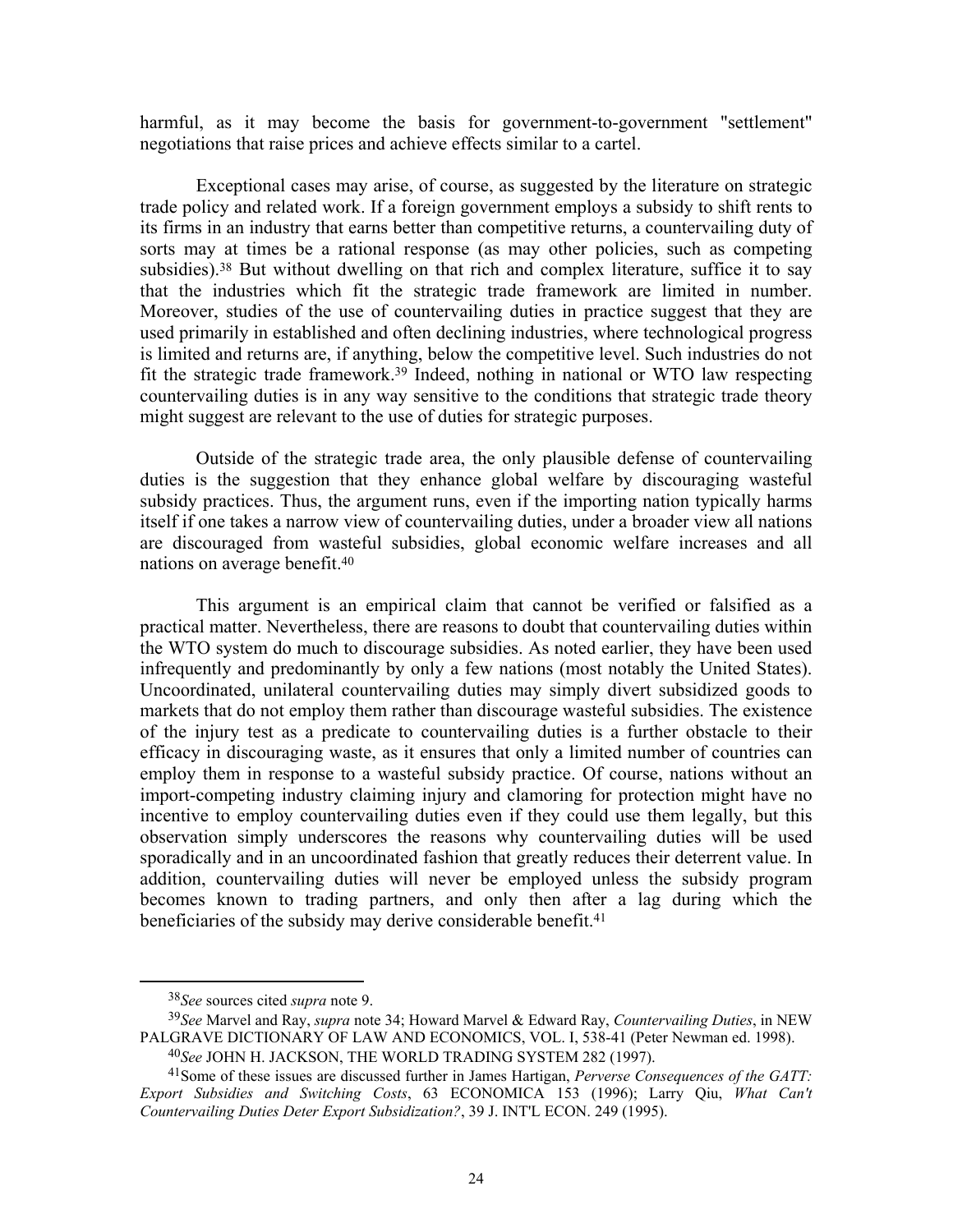harmful, as it may become the basis for government-to-government "settlement" negotiations that raise prices and achieve effects similar to a cartel.

Exceptional cases may arise, of course, as suggested by the literature on strategic trade policy and related work. If a foreign government employs a subsidy to shift rents to its firms in an industry that earns better than competitive returns, a countervailing duty of sorts may at times be a rational response (as may other policies, such as competing subsidies).[38] But without dwelling on that rich and complex literature, suffice it to say that the industries which fit the strategic trade framework are limited in number. Moreover, studies of the use of countervailing duties in practice suggest that they are used primarily in established and often declining industries, where technological progress is limited and returns are, if anything, below the competitive level. Such industries do not fit the strategic trade framework.[39] Indeed, nothing in national or WTO law respecting countervailing duties is in any way sensitive to the conditions that strategic trade theory might suggest are relevant to the use of duties for strategic purposes.

Outside of the strategic trade area, the only plausible defense of countervailing duties is the suggestion that they enhance global welfare by discouraging wasteful subsidy practices. Thus, the argument runs, even if the importing nation typically harms itself if one takes a narrow view of countervailing duties, under a broader view all nations are discouraged from wasteful subsidies, global economic welfare increases and all nations on average benefit.[40]

This argument is an empirical claim that cannot be verified or falsified as a practical matter. Nevertheless, there are reasons to doubt that countervailing duties within the WTO system do much to discourage subsidies. As noted earlier, they have been used infrequently and predominantly by only a few nations (most notably the United States). Uncoordinated, unilateral countervailing duties may simply divert subsidized goods to markets that do not employ them rather than discourage wasteful subsidies. The existence of the injury test as a predicate to countervailing duties is a further obstacle to their efficacy in discouraging waste, as it ensures that only a limited number of countries can employ them in response to a wasteful subsidy practice. Of course, nations without an import-competing industry claiming injury and clamoring for protection might have no incentive to employ countervailing duties even if they could use them legally, but this observation simply underscores the reasons why countervailing duties will be used sporadically and in an uncoordinated fashion that greatly reduces their deterrent value. In addition, countervailing duties will never be employed unless the subsidy program becomes known to trading partners, and only then after a lag during which the beneficiaries of the subsidy may derive considerable benefit.[41]

---

[38] *See* sources cited *supra* note 9.

[39] *See* Marvel and Ray, *supra* note 34; Howard Marvel & Edward Ray, *Countervailing Duties*, in NEW PALGRAVE DICTIONARY OF LAW AND ECONOMICS, VOL. I, 538-41 (Peter Newman ed. 1998).

[40] *See* JOHN H. JACKSON, THE WORLD TRADING SYSTEM 282 (1997).

[41] Some of these issues are discussed further in James Hartigan, *Perverse Consequences of the GATT: Export Subsidies and Switching Costs*, 63 ECONOMICA 153 (1996); Larry Qiu, *What Can't Countervailing Duties Deter Export Subsidization?*, 39 J. INT'L ECON. 249 (1995).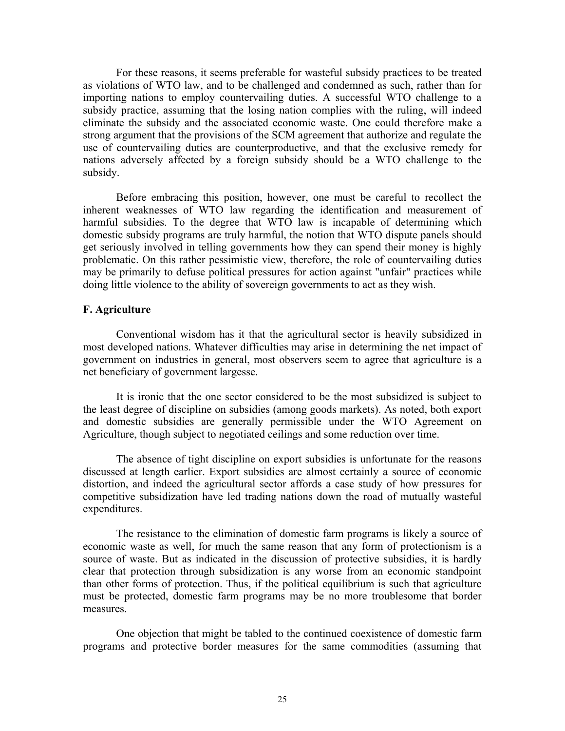For these reasons, it seems preferable for wasteful subsidy practices to be treated as violations of WTO law, and to be challenged and condemned as such, rather than for importing nations to employ countervailing duties. A successful WTO challenge to a subsidy practice, assuming that the losing nation complies with the ruling, will indeed eliminate the subsidy and the associated economic waste. One could therefore make a strong argument that the provisions of the SCM agreement that authorize and regulate the use of countervailing duties are counterproductive, and that the exclusive remedy for nations adversely affected by a foreign subsidy should be a WTO challenge to the subsidy.

Before embracing this position, however, one must be careful to recollect the inherent weaknesses of WTO law regarding the identification and measurement of harmful subsidies. To the degree that WTO law is incapable of determining which domestic subsidy programs are truly harmful, the notion that WTO dispute panels should get seriously involved in telling governments how they can spend their money is highly problematic. On this rather pessimistic view, therefore, the role of countervailing duties may be primarily to defuse political pressures for action against "unfair" practices while doing little violence to the ability of sovereign governments to act as they wish.

**F. Agriculture**

Conventional wisdom has it that the agricultural sector is heavily subsidized in most developed nations. Whatever difficulties may arise in determining the net impact of government on industries in general, most observers seem to agree that agriculture is a net beneficiary of government largesse.

It is ironic that the one sector considered to be the most subsidized is subject to the least degree of discipline on subsidies (among goods markets). As noted, both export and domestic subsidies are generally permissible under the WTO Agreement on Agriculture, though subject to negotiated ceilings and some reduction over time.

The absence of tight discipline on export subsidies is unfortunate for the reasons discussed at length earlier. Export subsidies are almost certainly a source of economic distortion, and indeed the agricultural sector affords a case study of how pressures for competitive subsidization have led trading nations down the road of mutually wasteful expenditures.

The resistance to the elimination of domestic farm programs is likely a source of economic waste as well, for much the same reason that any form of protectionism is a source of waste. But as indicated in the discussion of protective subsidies, it is hardly clear that protection through subsidization is any worse from an economic standpoint than other forms of protection. Thus, if the political equilibrium is such that agriculture must be protected, domestic farm programs may be no more troublesome that border measures.

One objection that might be tabled to the continued coexistence of domestic farm programs and protective border measures for the same commodities (assuming that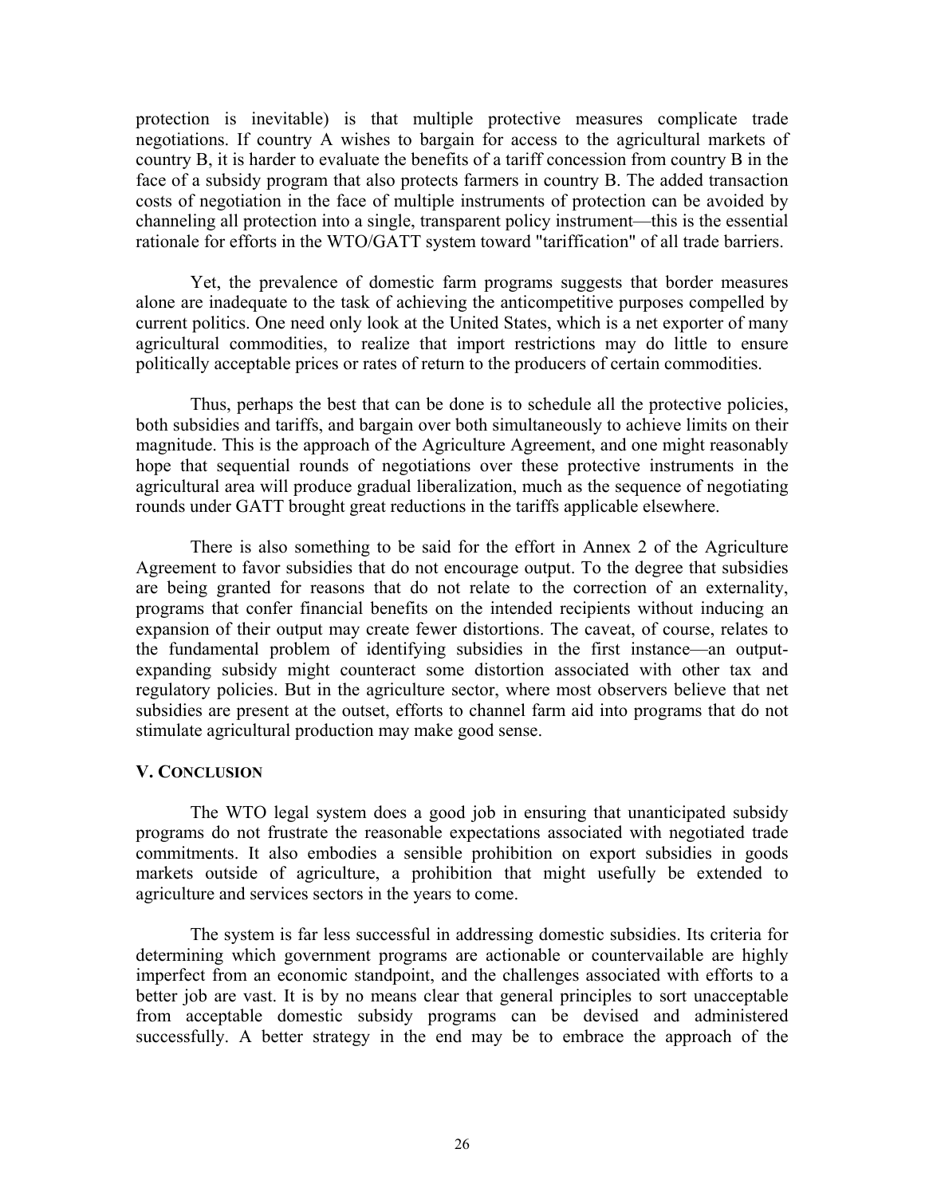protection is inevitable) is that multiple protective measures complicate trade negotiations. If country A wishes to bargain for access to the agricultural markets of country B, it is harder to evaluate the benefits of a tariff concession from country B in the face of a subsidy program that also protects farmers in country B. The added transaction costs of negotiation in the face of multiple instruments of protection can be avoided by channeling all protection into a single, transparent policy instrument—this is the essential rationale for efforts in the WTO/GATT system toward "tariffication" of all trade barriers.

Yet, the prevalence of domestic farm programs suggests that border measures alone are inadequate to the task of achieving the anticompetitive purposes compelled by current politics. One need only look at the United States, which is a net exporter of many agricultural commodities, to realize that import restrictions may do little to ensure politically acceptable prices or rates of return to the producers of certain commodities.

Thus, perhaps the best that can be done is to schedule all the protective policies, both subsidies and tariffs, and bargain over both simultaneously to achieve limits on their magnitude. This is the approach of the Agriculture Agreement, and one might reasonably hope that sequential rounds of negotiations over these protective instruments in the agricultural area will produce gradual liberalization, much as the sequence of negotiating rounds under GATT brought great reductions in the tariffs applicable elsewhere.

There is also something to be said for the effort in Annex 2 of the Agriculture Agreement to favor subsidies that do not encourage output. To the degree that subsidies are being granted for reasons that do not relate to the correction of an externality, programs that confer financial benefits on the intended recipients without inducing an expansion of their output may create fewer distortions. The caveat, of course, relates to the fundamental problem of identifying subsidies in the first instance—an output-expanding subsidy might counteract some distortion associated with other tax and regulatory policies. But in the agriculture sector, where most observers believe that net subsidies are present at the outset, efforts to channel farm aid into programs that do not stimulate agricultural production may make good sense.

## V. Conclusion

The WTO legal system does a good job in ensuring that unanticipated subsidy programs do not frustrate the reasonable expectations associated with negotiated trade commitments. It also embodies a sensible prohibition on export subsidies in goods markets outside of agriculture, a prohibition that might usefully be extended to agriculture and services sectors in the years to come.

The system is far less successful in addressing domestic subsidies. Its criteria for determining which government programs are actionable or countervailable are highly imperfect from an economic standpoint, and the challenges associated with efforts to a better job are vast. It is by no means clear that general principles to sort unacceptable from acceptable domestic subsidy programs can be devised and administered successfully. A better strategy in the end may be to embrace the approach of the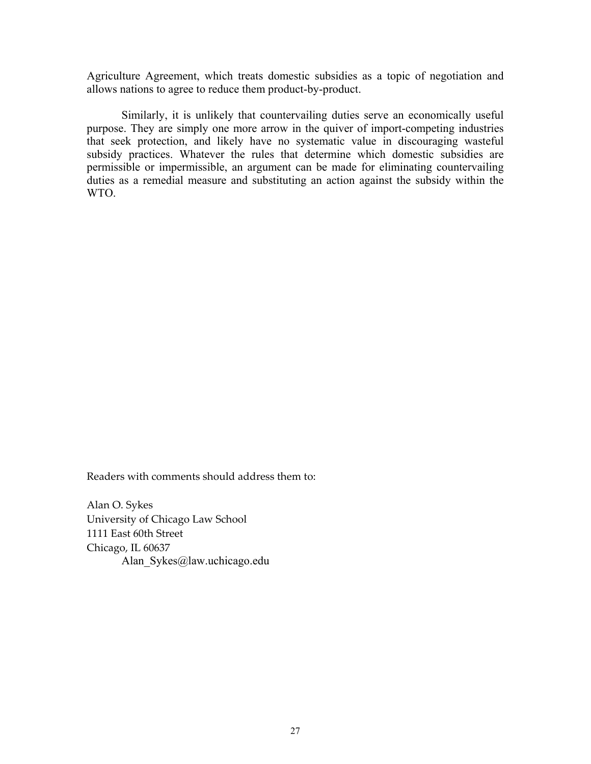Agriculture Agreement, which treats domestic subsidies as a topic of negotiation and allows nations to agree to reduce them product-by-product.

Similarly, it is unlikely that countervailing duties serve an economically useful purpose. They are simply one more arrow in the quiver of import-competing industries that seek protection, and likely have no systematic value in discouraging wasteful subsidy practices. Whatever the rules that determine which domestic subsidies are permissible or impermissible, an argument can be made for eliminating countervailing duties as a remedial measure and substituting an action against the subsidy within the WTO.

Readers with comments should address them to:

Alan O. Sykes
University of Chicago Law School
1111 East 60th Street
Chicago, IL 60637
Alan_Sykes@law.uchicago.edu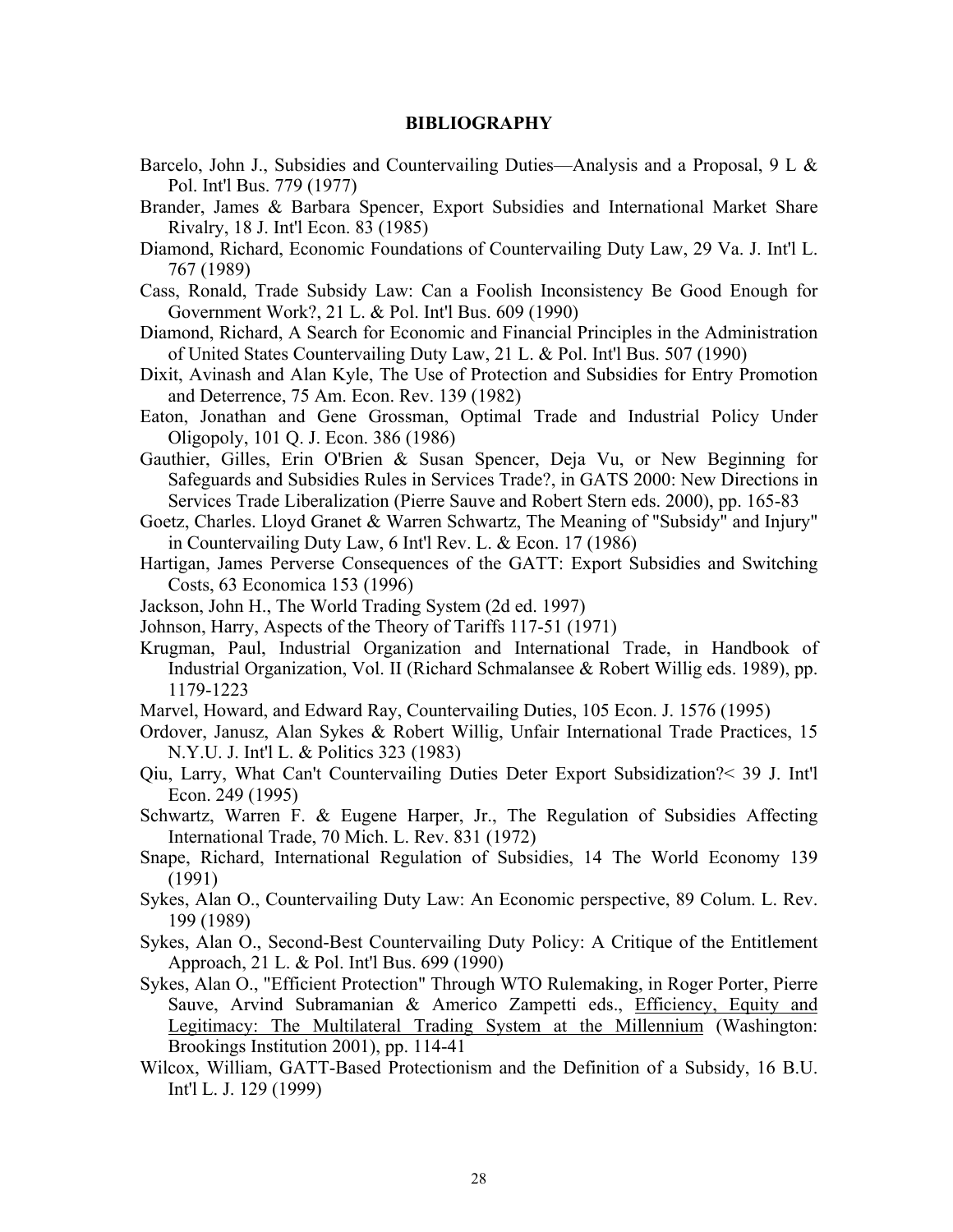## BIBLIOGRAPHY

Barcelo, John J., Subsidies and Countervailing Duties—Analysis and a Proposal, 9 L & Pol. Int'l Bus. 779 (1977)

Brander, James & Barbara Spencer, Export Subsidies and International Market Share Rivalry, 18 J. Int'l Econ. 83 (1985)

Diamond, Richard, Economic Foundations of Countervailing Duty Law, 29 Va. J. Int'l L. 767 (1989)

Cass, Ronald, Trade Subsidy Law: Can a Foolish Inconsistency Be Good Enough for Government Work?, 21 L. & Pol. Int'l Bus. 609 (1990)

Diamond, Richard, A Search for Economic and Financial Principles in the Administration of United States Countervailing Duty Law, 21 L. & Pol. Int'l Bus. 507 (1990)

Dixit, Avinash and Alan Kyle, The Use of Protection and Subsidies for Entry Promotion and Deterrence, 75 Am. Econ. Rev. 139 (1982)

Eaton, Jonathan and Gene Grossman, Optimal Trade and Industrial Policy Under Oligopoly, 101 Q. J. Econ. 386 (1986)

Gauthier, Gilles, Erin O'Brien & Susan Spencer, Deja Vu, or New Beginning for Safeguards and Subsidies Rules in Services Trade?, in GATS 2000: New Directions in Services Trade Liberalization (Pierre Sauve and Robert Stern eds. 2000), pp. 165-83

Goetz, Charles. Lloyd Granet & Warren Schwartz, The Meaning of "Subsidy" and Injury" in Countervailing Duty Law, 6 Int'l Rev. L. & Econ. 17 (1986)

Hartigan, James Perverse Consequences of the GATT: Export Subsidies and Switching Costs, 63 Economica 153 (1996)

Jackson, John H., The World Trading System (2d ed. 1997)

Johnson, Harry, Aspects of the Theory of Tariffs 117-51 (1971)

Krugman, Paul, Industrial Organization and International Trade, in Handbook of Industrial Organization, Vol. II (Richard Schmalansee & Robert Willig eds. 1989), pp. 1179-1223

Marvel, Howard, and Edward Ray, Countervailing Duties, 105 Econ. J. 1576 (1995)

Ordover, Janusz, Alan Sykes & Robert Willig, Unfair International Trade Practices, 15 N.Y.U. J. Int'l L. & Politics 323 (1983)

Qiu, Larry, What Can't Countervailing Duties Deter Export Subsidization?< 39 J. Int'l Econ. 249 (1995)

Schwartz, Warren F. & Eugene Harper, Jr., The Regulation of Subsidies Affecting International Trade, 70 Mich. L. Rev. 831 (1972)

Snape, Richard, International Regulation of Subsidies, 14 The World Economy 139 (1991)

Sykes, Alan O., Countervailing Duty Law: An Economic perspective, 89 Colum. L. Rev. 199 (1989)

Sykes, Alan O., Second-Best Countervailing Duty Policy: A Critique of the Entitlement Approach, 21 L. & Pol. Int'l Bus. 699 (1990)

Sykes, Alan O., "Efficient Protection" Through WTO Rulemaking, in Roger Porter, Pierre Sauve, Arvind Subramanian & Americo Zampetti eds., Efficiency, Equity and Legitimacy: The Multilateral Trading System at the Millennium (Washington: Brookings Institution 2001), pp. 114-41

Wilcox, William, GATT-Based Protectionism and the Definition of a Subsidy, 16 B.U. Int'l L. J. 129 (1999)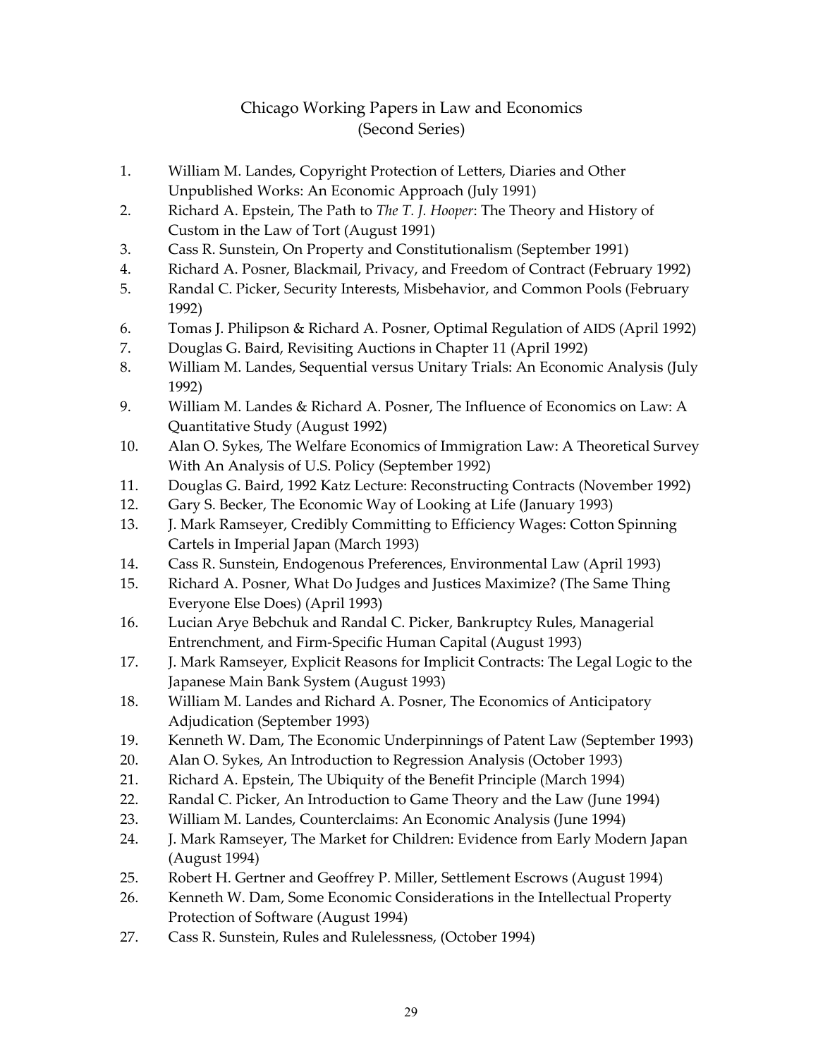# Chicago Working Papers in Law and Economics
# (Second Series)

1. William M. Landes, Copyright Protection of Letters, Diaries and Other Unpublished Works: An Economic Approach (July 1991)
2. Richard A. Epstein, The Path to *The T. J. Hooper*: The Theory and History of Custom in the Law of Tort (August 1991)
3. Cass R. Sunstein, On Property and Constitutionalism (September 1991)
4. Richard A. Posner, Blackmail, Privacy, and Freedom of Contract (February 1992)
5. Randal C. Picker, Security Interests, Misbehavior, and Common Pools (February 1992)
6. Tomas J. Philipson & Richard A. Posner, Optimal Regulation of AIDS (April 1992)
7. Douglas G. Baird, Revisiting Auctions in Chapter 11 (April 1992)
8. William M. Landes, Sequential versus Unitary Trials: An Economic Analysis (July 1992)
9. William M. Landes & Richard A. Posner, The Influence of Economics on Law: A Quantitative Study (August 1992)
10. Alan O. Sykes, The Welfare Economics of Immigration Law: A Theoretical Survey With An Analysis of U.S. Policy (September 1992)
11. Douglas G. Baird, 1992 Katz Lecture: Reconstructing Contracts (November 1992)
12. Gary S. Becker, The Economic Way of Looking at Life (January 1993)
13. J. Mark Ramseyer, Credibly Committing to Efficiency Wages: Cotton Spinning Cartels in Imperial Japan (March 1993)
14. Cass R. Sunstein, Endogenous Preferences, Environmental Law (April 1993)
15. Richard A. Posner, What Do Judges and Justices Maximize? (The Same Thing Everyone Else Does) (April 1993)
16. Lucian Arye Bebchuk and Randal C. Picker, Bankruptcy Rules, Managerial Entrenchment, and Firm-Specific Human Capital (August 1993)
17. J. Mark Ramseyer, Explicit Reasons for Implicit Contracts: The Legal Logic to the Japanese Main Bank System (August 1993)
18. William M. Landes and Richard A. Posner, The Economics of Anticipatory Adjudication (September 1993)
19. Kenneth W. Dam, The Economic Underpinnings of Patent Law (September 1993)
20. Alan O. Sykes, An Introduction to Regression Analysis (October 1993)
21. Richard A. Epstein, The Ubiquity of the Benefit Principle (March 1994)
22. Randal C. Picker, An Introduction to Game Theory and the Law (June 1994)
23. William M. Landes, Counterclaims: An Economic Analysis (June 1994)
24. J. Mark Ramseyer, The Market for Children: Evidence from Early Modern Japan (August 1994)
25. Robert H. Gertner and Geoffrey P. Miller, Settlement Escrows (August 1994)
26. Kenneth W. Dam, Some Economic Considerations in the Intellectual Property Protection of Software (August 1994)
27. Cass R. Sunstein, Rules and Rulelessness, (October 1994)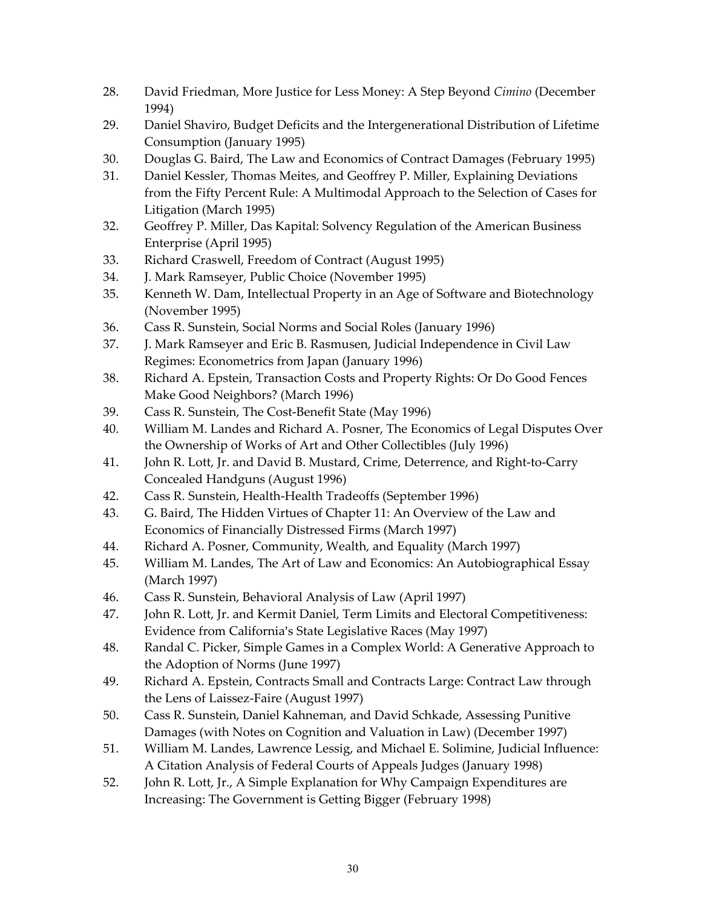28. David Friedman, More Justice for Less Money: A Step Beyond *Cimino* (December 1994)
29. Daniel Shaviro, Budget Deficits and the Intergenerational Distribution of Lifetime Consumption (January 1995)
30. Douglas G. Baird, The Law and Economics of Contract Damages (February 1995)
31. Daniel Kessler, Thomas Meites, and Geoffrey P. Miller, Explaining Deviations from the Fifty Percent Rule: A Multimodal Approach to the Selection of Cases for Litigation (March 1995)
32. Geoffrey P. Miller, Das Kapital: Solvency Regulation of the American Business Enterprise (April 1995)
33. Richard Craswell, Freedom of Contract (August 1995)
34. J. Mark Ramseyer, Public Choice (November 1995)
35. Kenneth W. Dam, Intellectual Property in an Age of Software and Biotechnology (November 1995)
36. Cass R. Sunstein, Social Norms and Social Roles (January 1996)
37. J. Mark Ramseyer and Eric B. Rasmusen, Judicial Independence in Civil Law Regimes: Econometrics from Japan (January 1996)
38. Richard A. Epstein, Transaction Costs and Property Rights: Or Do Good Fences Make Good Neighbors? (March 1996)
39. Cass R. Sunstein, The Cost-Benefit State (May 1996)
40. William M. Landes and Richard A. Posner, The Economics of Legal Disputes Over the Ownership of Works of Art and Other Collectibles (July 1996)
41. John R. Lott, Jr. and David B. Mustard, Crime, Deterrence, and Right-to-Carry Concealed Handguns (August 1996)
42. Cass R. Sunstein, Health-Health Tradeoffs (September 1996)
43. G. Baird, The Hidden Virtues of Chapter 11: An Overview of the Law and Economics of Financially Distressed Firms (March 1997)
44. Richard A. Posner, Community, Wealth, and Equality (March 1997)
45. William M. Landes, The Art of Law and Economics: An Autobiographical Essay (March 1997)
46. Cass R. Sunstein, Behavioral Analysis of Law (April 1997)
47. John R. Lott, Jr. and Kermit Daniel, Term Limits and Electoral Competitiveness: Evidence from California's State Legislative Races (May 1997)
48. Randal C. Picker, Simple Games in a Complex World: A Generative Approach to the Adoption of Norms (June 1997)
49. Richard A. Epstein, Contracts Small and Contracts Large: Contract Law through the Lens of Laissez-Faire (August 1997)
50. Cass R. Sunstein, Daniel Kahneman, and David Schkade, Assessing Punitive Damages (with Notes on Cognition and Valuation in Law) (December 1997)
51. William M. Landes, Lawrence Lessig, and Michael E. Solimine, Judicial Influence: A Citation Analysis of Federal Courts of Appeals Judges (January 1998)
52. John R. Lott, Jr., A Simple Explanation for Why Campaign Expenditures are Increasing: The Government is Getting Bigger (February 1998)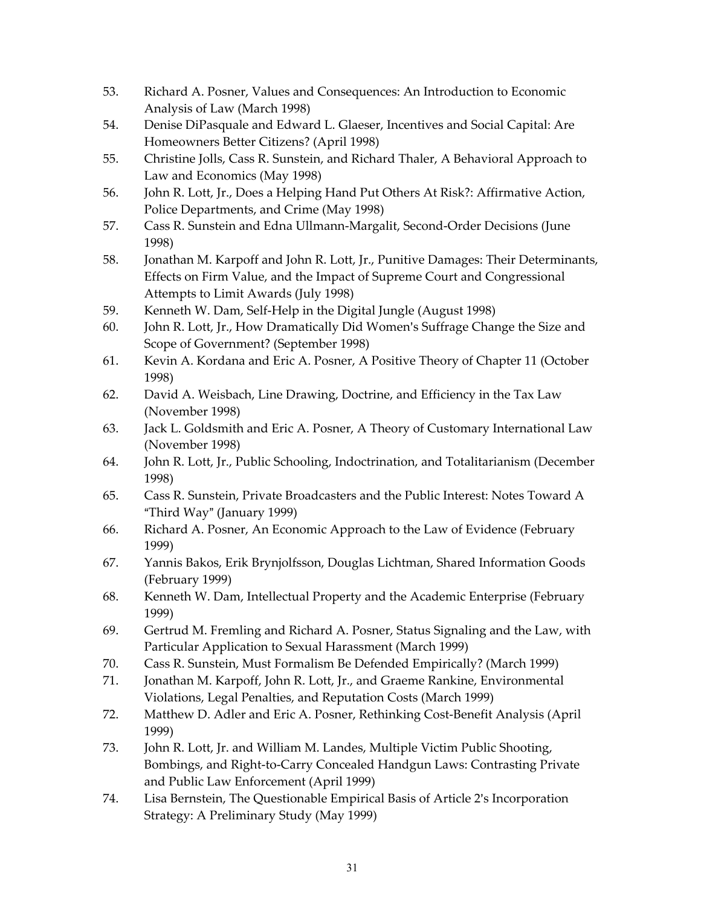53. Richard A. Posner, Values and Consequences: An Introduction to Economic Analysis of Law (March 1998)
54. Denise DiPasquale and Edward L. Glaeser, Incentives and Social Capital: Are Homeowners Better Citizens? (April 1998)
55. Christine Jolls, Cass R. Sunstein, and Richard Thaler, A Behavioral Approach to Law and Economics (May 1998)
56. John R. Lott, Jr., Does a Helping Hand Put Others At Risk?: Affirmative Action, Police Departments, and Crime (May 1998)
57. Cass R. Sunstein and Edna Ullmann-Margalit, Second-Order Decisions (June 1998)
58. Jonathan M. Karpoff and John R. Lott, Jr., Punitive Damages: Their Determinants, Effects on Firm Value, and the Impact of Supreme Court and Congressional Attempts to Limit Awards (July 1998)
59. Kenneth W. Dam, Self-Help in the Digital Jungle (August 1998)
60. John R. Lott, Jr., How Dramatically Did Women's Suffrage Change the Size and Scope of Government? (September 1998)
61. Kevin A. Kordana and Eric A. Posner, A Positive Theory of Chapter 11 (October 1998)
62. David A. Weisbach, Line Drawing, Doctrine, and Efficiency in the Tax Law (November 1998)
63. Jack L. Goldsmith and Eric A. Posner, A Theory of Customary International Law (November 1998)
64. John R. Lott, Jr., Public Schooling, Indoctrination, and Totalitarianism (December 1998)
65. Cass R. Sunstein, Private Broadcasters and the Public Interest: Notes Toward A "Third Way" (January 1999)
66. Richard A. Posner, An Economic Approach to the Law of Evidence (February 1999)
67. Yannis Bakos, Erik Brynjolfsson, Douglas Lichtman, Shared Information Goods (February 1999)
68. Kenneth W. Dam, Intellectual Property and the Academic Enterprise (February 1999)
69. Gertrud M. Fremling and Richard A. Posner, Status Signaling and the Law, with Particular Application to Sexual Harassment (March 1999)
70. Cass R. Sunstein, Must Formalism Be Defended Empirically? (March 1999)
71. Jonathan M. Karpoff, John R. Lott, Jr., and Graeme Rankine, Environmental Violations, Legal Penalties, and Reputation Costs (March 1999)
72. Matthew D. Adler and Eric A. Posner, Rethinking Cost-Benefit Analysis (April 1999)
73. John R. Lott, Jr. and William M. Landes, Multiple Victim Public Shooting, Bombings, and Right-to-Carry Concealed Handgun Laws: Contrasting Private and Public Law Enforcement (April 1999)
74. Lisa Bernstein, The Questionable Empirical Basis of Article 2's Incorporation Strategy: A Preliminary Study (May 1999)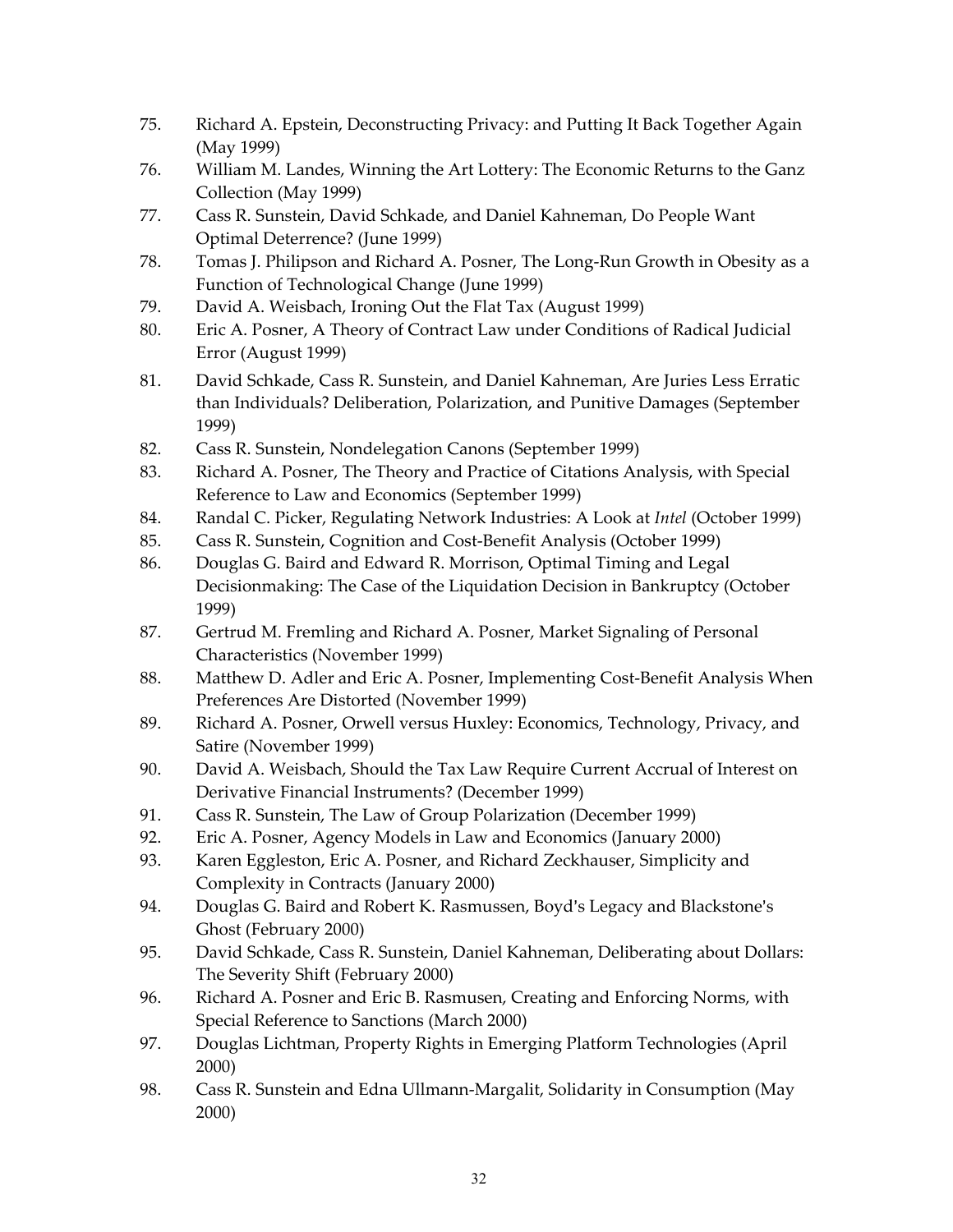75. Richard A. Epstein, Deconstructing Privacy: and Putting It Back Together Again (May 1999)
76. William M. Landes, Winning the Art Lottery: The Economic Returns to the Ganz Collection (May 1999)
77. Cass R. Sunstein, David Schkade, and Daniel Kahneman, Do People Want Optimal Deterrence? (June 1999)
78. Tomas J. Philipson and Richard A. Posner, The Long-Run Growth in Obesity as a Function of Technological Change (June 1999)
79. David A. Weisbach, Ironing Out the Flat Tax (August 1999)
80. Eric A. Posner, A Theory of Contract Law under Conditions of Radical Judicial Error (August 1999)
81. David Schkade, Cass R. Sunstein, and Daniel Kahneman, Are Juries Less Erratic than Individuals? Deliberation, Polarization, and Punitive Damages (September 1999)
82. Cass R. Sunstein, Nondelegation Canons (September 1999)
83. Richard A. Posner, The Theory and Practice of Citations Analysis, with Special Reference to Law and Economics (September 1999)
84. Randal C. Picker, Regulating Network Industries: A Look at *Intel* (October 1999)
85. Cass R. Sunstein, Cognition and Cost-Benefit Analysis (October 1999)
86. Douglas G. Baird and Edward R. Morrison, Optimal Timing and Legal Decisionmaking: The Case of the Liquidation Decision in Bankruptcy (October 1999)
87. Gertrud M. Fremling and Richard A. Posner, Market Signaling of Personal Characteristics (November 1999)
88. Matthew D. Adler and Eric A. Posner, Implementing Cost-Benefit Analysis When Preferences Are Distorted (November 1999)
89. Richard A. Posner, Orwell versus Huxley: Economics, Technology, Privacy, and Satire (November 1999)
90. David A. Weisbach, Should the Tax Law Require Current Accrual of Interest on Derivative Financial Instruments? (December 1999)
91. Cass R. Sunstein, The Law of Group Polarization (December 1999)
92. Eric A. Posner, Agency Models in Law and Economics (January 2000)
93. Karen Eggleston, Eric A. Posner, and Richard Zeckhauser, Simplicity and Complexity in Contracts (January 2000)
94. Douglas G. Baird and Robert K. Rasmussen, Boyd's Legacy and Blackstone's Ghost (February 2000)
95. David Schkade, Cass R. Sunstein, Daniel Kahneman, Deliberating about Dollars: The Severity Shift (February 2000)
96. Richard A. Posner and Eric B. Rasmusen, Creating and Enforcing Norms, with Special Reference to Sanctions (March 2000)
97. Douglas Lichtman, Property Rights in Emerging Platform Technologies (April 2000)
98. Cass R. Sunstein and Edna Ullmann-Margalit, Solidarity in Consumption (May 2000)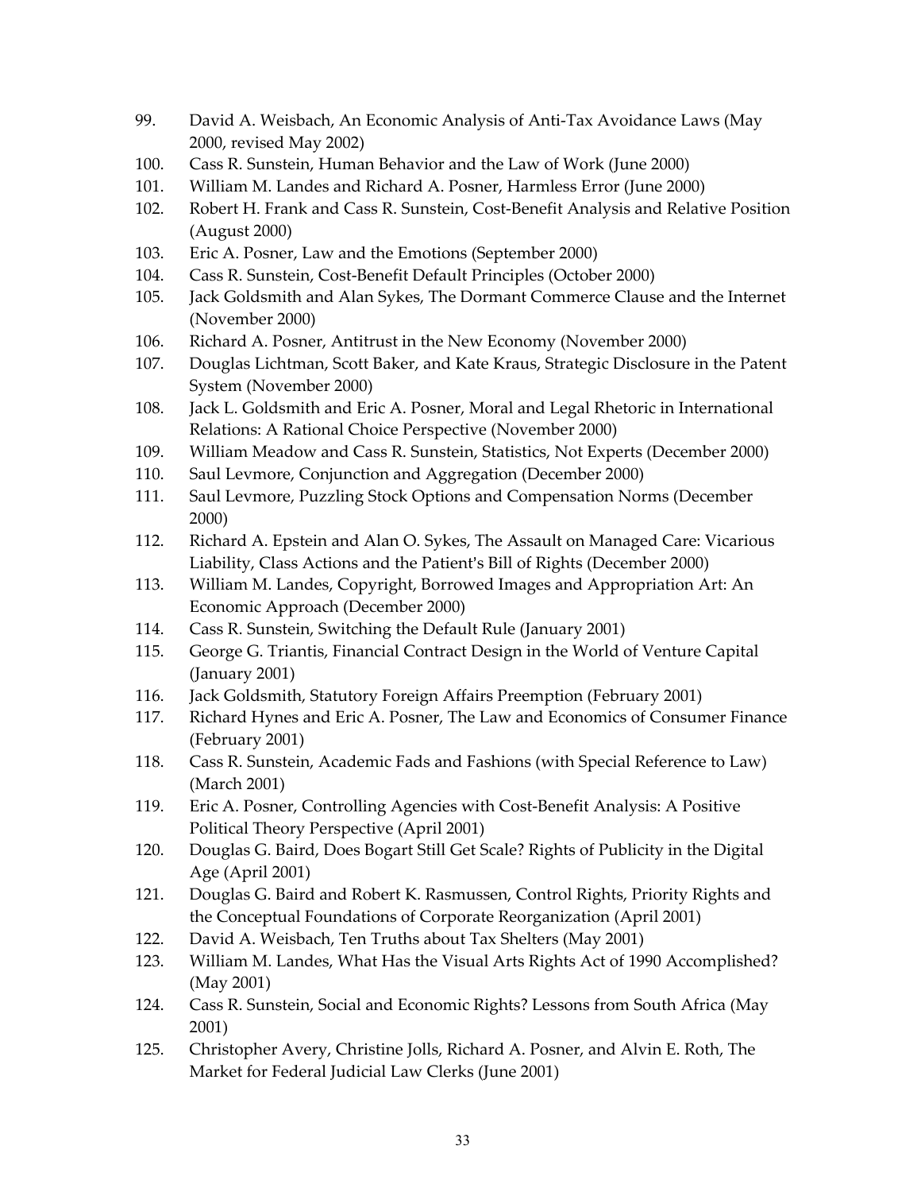99. David A. Weisbach, An Economic Analysis of Anti-Tax Avoidance Laws (May 2000, revised May 2002)
100. Cass R. Sunstein, Human Behavior and the Law of Work (June 2000)
101. William M. Landes and Richard A. Posner, Harmless Error (June 2000)
102. Robert H. Frank and Cass R. Sunstein, Cost-Benefit Analysis and Relative Position (August 2000)
103. Eric A. Posner, Law and the Emotions (September 2000)
104. Cass R. Sunstein, Cost-Benefit Default Principles (October 2000)
105. Jack Goldsmith and Alan Sykes, The Dormant Commerce Clause and the Internet (November 2000)
106. Richard A. Posner, Antitrust in the New Economy (November 2000)
107. Douglas Lichtman, Scott Baker, and Kate Kraus, Strategic Disclosure in the Patent System (November 2000)
108. Jack L. Goldsmith and Eric A. Posner, Moral and Legal Rhetoric in International Relations: A Rational Choice Perspective (November 2000)
109. William Meadow and Cass R. Sunstein, Statistics, Not Experts (December 2000)
110. Saul Levmore, Conjunction and Aggregation (December 2000)
111. Saul Levmore, Puzzling Stock Options and Compensation Norms (December 2000)
112. Richard A. Epstein and Alan O. Sykes, The Assault on Managed Care: Vicarious Liability, Class Actions and the Patient's Bill of Rights (December 2000)
113. William M. Landes, Copyright, Borrowed Images and Appropriation Art: An Economic Approach (December 2000)
114. Cass R. Sunstein, Switching the Default Rule (January 2001)
115. George G. Triantis, Financial Contract Design in the World of Venture Capital (January 2001)
116. Jack Goldsmith, Statutory Foreign Affairs Preemption (February 2001)
117. Richard Hynes and Eric A. Posner, The Law and Economics of Consumer Finance (February 2001)
118. Cass R. Sunstein, Academic Fads and Fashions (with Special Reference to Law) (March 2001)
119. Eric A. Posner, Controlling Agencies with Cost-Benefit Analysis: A Positive Political Theory Perspective (April 2001)
120. Douglas G. Baird, Does Bogart Still Get Scale? Rights of Publicity in the Digital Age (April 2001)
121. Douglas G. Baird and Robert K. Rasmussen, Control Rights, Priority Rights and the Conceptual Foundations of Corporate Reorganization (April 2001)
122. David A. Weisbach, Ten Truths about Tax Shelters (May 2001)
123. William M. Landes, What Has the Visual Arts Rights Act of 1990 Accomplished? (May 2001)
124. Cass R. Sunstein, Social and Economic Rights? Lessons from South Africa (May 2001)
125. Christopher Avery, Christine Jolls, Richard A. Posner, and Alvin E. Roth, The Market for Federal Judicial Law Clerks (June 2001)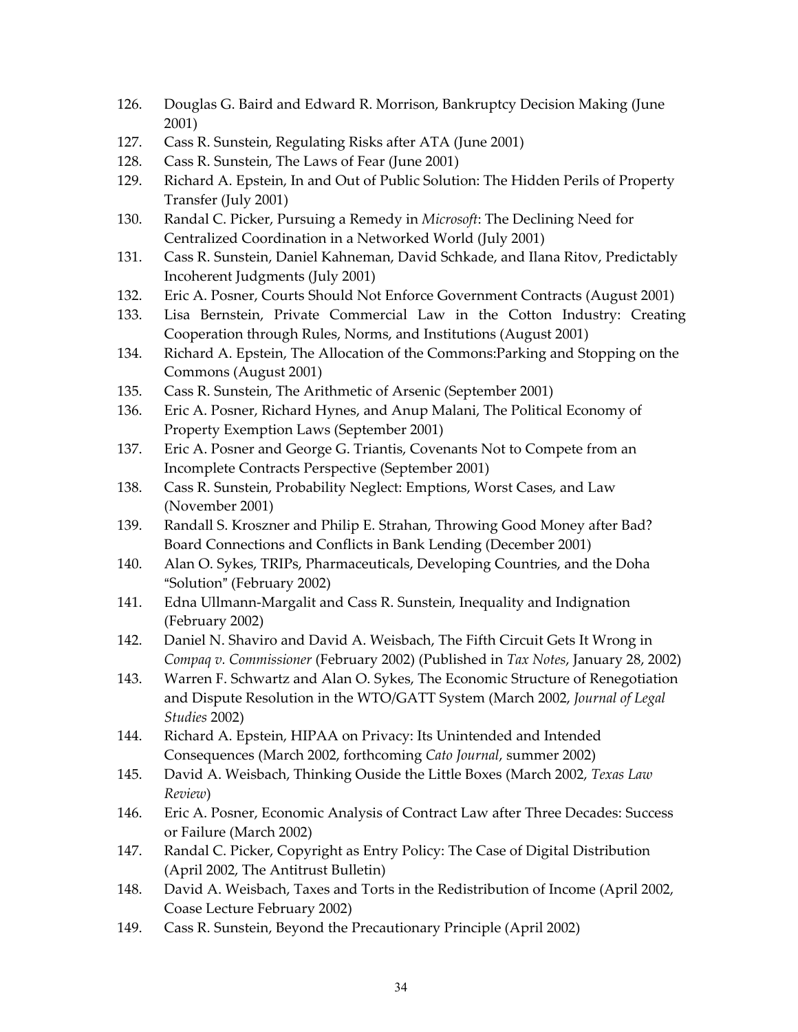126. Douglas G. Baird and Edward R. Morrison, Bankruptcy Decision Making (June 2001)
127. Cass R. Sunstein, Regulating Risks after ATA (June 2001)
128. Cass R. Sunstein, The Laws of Fear (June 2001)
129. Richard A. Epstein, In and Out of Public Solution: The Hidden Perils of Property Transfer (July 2001)
130. Randal C. Picker, Pursuing a Remedy in *Microsoft*: The Declining Need for Centralized Coordination in a Networked World (July 2001)
131. Cass R. Sunstein, Daniel Kahneman, David Schkade, and Ilana Ritov, Predictably Incoherent Judgments (July 2001)
132. Eric A. Posner, Courts Should Not Enforce Government Contracts (August 2001)
133. Lisa Bernstein, Private Commercial Law in the Cotton Industry: Creating Cooperation through Rules, Norms, and Institutions (August 2001)
134. Richard A. Epstein, The Allocation of the Commons:Parking and Stopping on the Commons (August 2001)
135. Cass R. Sunstein, The Arithmetic of Arsenic (September 2001)
136. Eric A. Posner, Richard Hynes, and Anup Malani, The Political Economy of Property Exemption Laws (September 2001)
137. Eric A. Posner and George G. Triantis, Covenants Not to Compete from an Incomplete Contracts Perspective (September 2001)
138. Cass R. Sunstein, Probability Neglect: Emptions, Worst Cases, and Law (November 2001)
139. Randall S. Kroszner and Philip E. Strahan, Throwing Good Money after Bad? Board Connections and Conflicts in Bank Lending (December 2001)
140. Alan O. Sykes, TRIPs, Pharmaceuticals, Developing Countries, and the Doha "Solution" (February 2002)
141. Edna Ullmann-Margalit and Cass R. Sunstein, Inequality and Indignation (February 2002)
142. Daniel N. Shaviro and David A. Weisbach, The Fifth Circuit Gets It Wrong in *Compaq v. Commissioner* (February 2002) (Published in *Tax Notes*, January 28, 2002)
143. Warren F. Schwartz and Alan O. Sykes, The Economic Structure of Renegotiation and Dispute Resolution in the WTO/GATT System (March 2002, *Journal of Legal Studies* 2002)
144. Richard A. Epstein, HIPAA on Privacy: Its Unintended and Intended Consequences (March 2002, forthcoming *Cato Journal*, summer 2002)
145. David A. Weisbach, Thinking Ouside the Little Boxes (March 2002, *Texas Law Review*)
146. Eric A. Posner, Economic Analysis of Contract Law after Three Decades: Success or Failure (March 2002)
147. Randal C. Picker, Copyright as Entry Policy: The Case of Digital Distribution (April 2002, The Antitrust Bulletin)
148. David A. Weisbach, Taxes and Torts in the Redistribution of Income (April 2002, Coase Lecture February 2002)
149. Cass R. Sunstein, Beyond the Precautionary Principle (April 2002)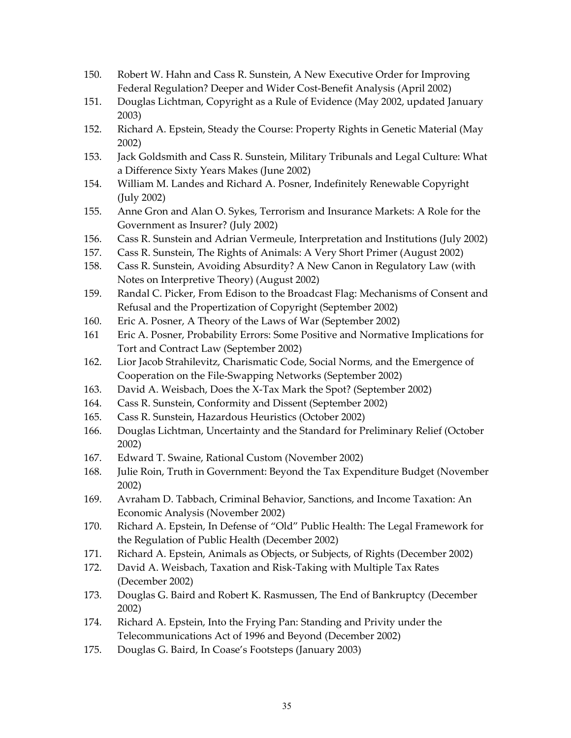150. Robert W. Hahn and Cass R. Sunstein, A New Executive Order for Improving Federal Regulation? Deeper and Wider Cost-Benefit Analysis (April 2002)
151. Douglas Lichtman, Copyright as a Rule of Evidence (May 2002, updated January 2003)
152. Richard A. Epstein, Steady the Course: Property Rights in Genetic Material (May 2002)
153. Jack Goldsmith and Cass R. Sunstein, Military Tribunals and Legal Culture: What a Difference Sixty Years Makes (June 2002)
154. William M. Landes and Richard A. Posner, Indefinitely Renewable Copyright (July 2002)
155. Anne Gron and Alan O. Sykes, Terrorism and Insurance Markets: A Role for the Government as Insurer? (July 2002)
156. Cass R. Sunstein and Adrian Vermeule, Interpretation and Institutions (July 2002)
157. Cass R. Sunstein, The Rights of Animals: A Very Short Primer (August 2002)
158. Cass R. Sunstein, Avoiding Absurdity? A New Canon in Regulatory Law (with Notes on Interpretive Theory) (August 2002)
159. Randal C. Picker, From Edison to the Broadcast Flag: Mechanisms of Consent and Refusal and the Propertization of Copyright (September 2002)
160. Eric A. Posner, A Theory of the Laws of War (September 2002)
161 Eric A. Posner, Probability Errors: Some Positive and Normative Implications for Tort and Contract Law (September 2002)
162. Lior Jacob Strahilevitz, Charismatic Code, Social Norms, and the Emergence of Cooperation on the File-Swapping Networks (September 2002)
163. David A. Weisbach, Does the X-Tax Mark the Spot? (September 2002)
164. Cass R. Sunstein, Conformity and Dissent (September 2002)
165. Cass R. Sunstein, Hazardous Heuristics (October 2002)
166. Douglas Lichtman, Uncertainty and the Standard for Preliminary Relief (October 2002)
167. Edward T. Swaine, Rational Custom (November 2002)
168. Julie Roin, Truth in Government: Beyond the Tax Expenditure Budget (November 2002)
169. Avraham D. Tabbach, Criminal Behavior, Sanctions, and Income Taxation: An Economic Analysis (November 2002)
170. Richard A. Epstein, In Defense of "Old" Public Health: The Legal Framework for the Regulation of Public Health (December 2002)
171. Richard A. Epstein, Animals as Objects, or Subjects, of Rights (December 2002)
172. David A. Weisbach, Taxation and Risk-Taking with Multiple Tax Rates (December 2002)
173. Douglas G. Baird and Robert K. Rasmussen, The End of Bankruptcy (December 2002)
174. Richard A. Epstein, Into the Frying Pan: Standing and Privity under the Telecommunications Act of 1996 and Beyond (December 2002)
175. Douglas G. Baird, In Coase's Footsteps (January 2003)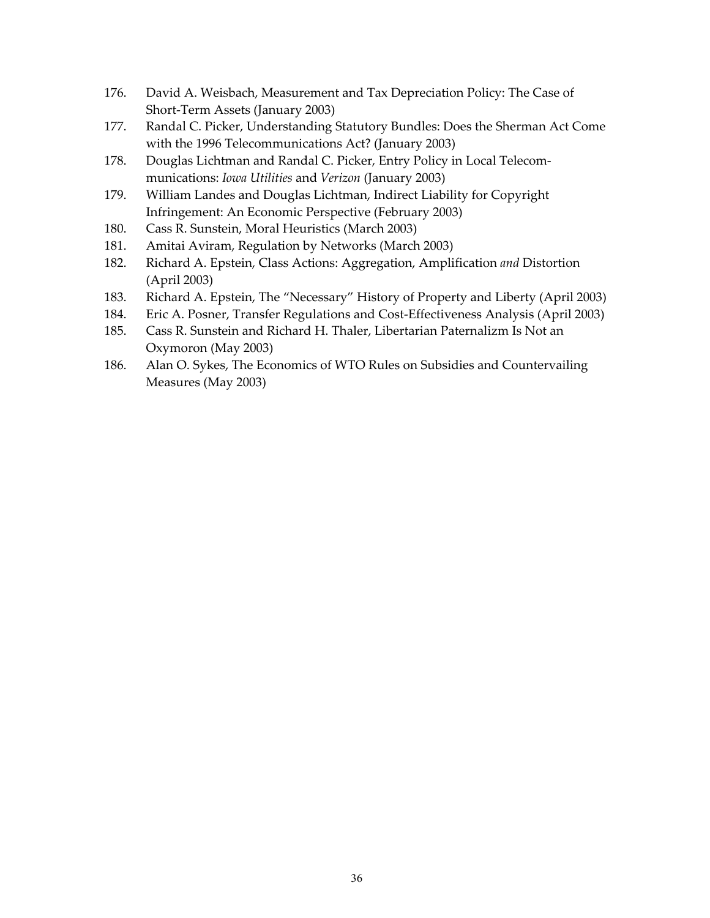176. David A. Weisbach, Measurement and Tax Depreciation Policy: The Case of Short-Term Assets (January 2003)
177. Randal C. Picker, Understanding Statutory Bundles: Does the Sherman Act Come with the 1996 Telecommunications Act? (January 2003)
178. Douglas Lichtman and Randal C. Picker, Entry Policy in Local Telecommunications: *Iowa Utilities* and *Verizon* (January 2003)
179. William Landes and Douglas Lichtman, Indirect Liability for Copyright Infringement: An Economic Perspective (February 2003)
180. Cass R. Sunstein, Moral Heuristics (March 2003)
181. Amitai Aviram, Regulation by Networks (March 2003)
182. Richard A. Epstein, Class Actions: Aggregation, Amplification *and* Distortion (April 2003)
183. Richard A. Epstein, The "Necessary" History of Property and Liberty (April 2003)
184. Eric A. Posner, Transfer Regulations and Cost-Effectiveness Analysis (April 2003)
185. Cass R. Sunstein and Richard H. Thaler, Libertarian Paternalizm Is Not an Oxymoron (May 2003)
186. Alan O. Sykes, The Economics of WTO Rules on Subsidies and Countervailing Measures (May 2003)